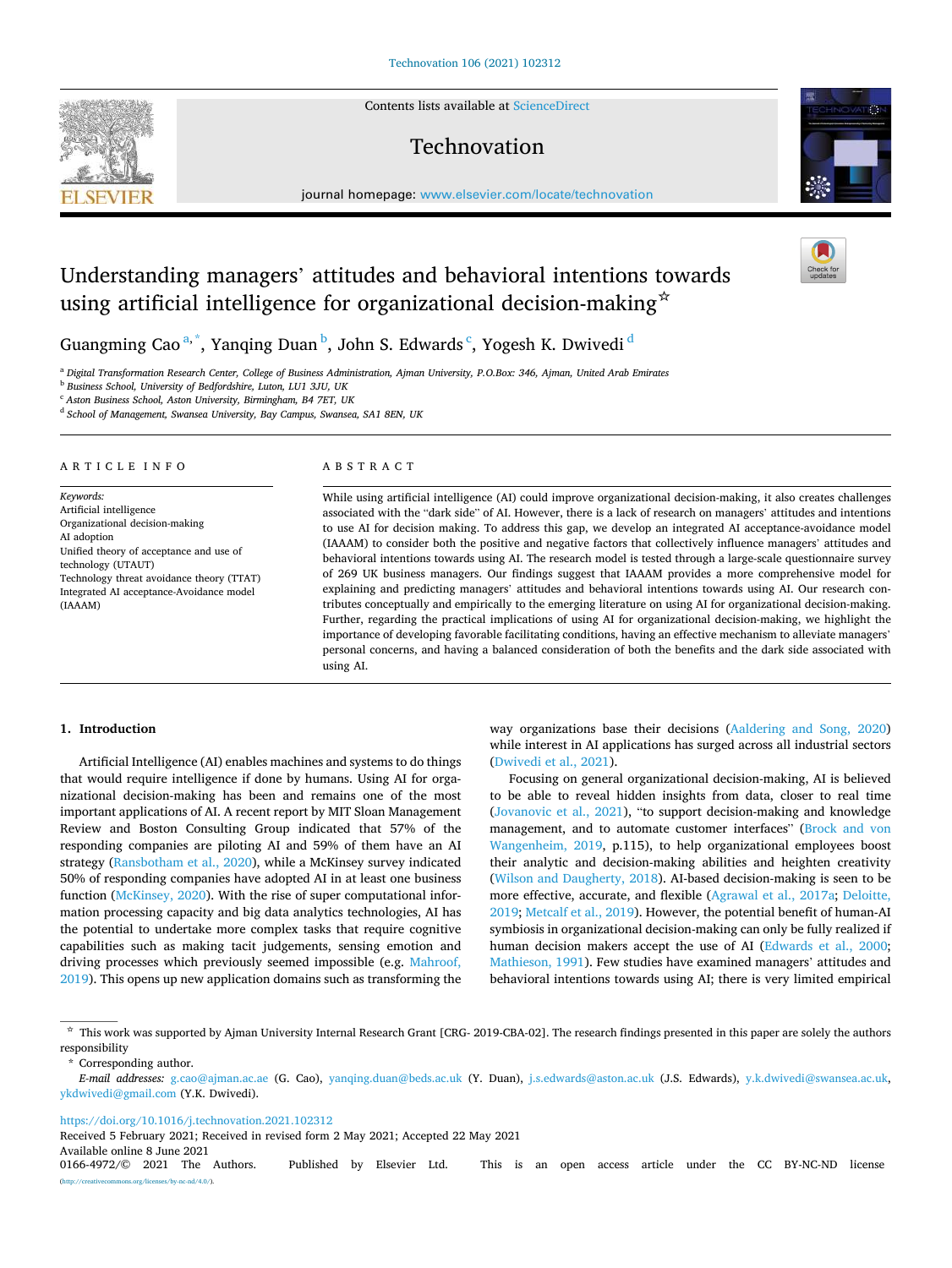# Understanding managers' attitudes and behavioral intentions towards using artificial intelligence for organizational decision-making ☆

Guangming Cao [a,*], Yanqing Duan [b], John S. Edwards [c], Yogesh K. Dwivedi [d]

[a] Digital Transformation Research Center, College of Business Administration, Ajman University, P.O.Box: 346, Ajman, United Arab Emirates
[b] Business School, University of Bedfordshire, Luton, LU1 3JU, UK
[c] Aston Business School, Aston University, Birmingham, B4 7ET, UK
[d] School of Management, Swansea University, Bay Campus, Swansea, SA1 8EN, UK

## ARTICLE INFO

*Keywords:*
Artificial intelligence
Organizational decision-making
AI adoption
Unified theory of acceptance and use of technology (UTAUT)
Technology threat avoidance theory (TTAT)
Integrated AI acceptance-Avoidance model (IAAAM)

## ABSTRACT

While using artificial intelligence (AI) could improve organizational decision-making, it also creates challenges associated with the "dark side" of AI. However, there is a lack of research on managers' attitudes and intentions to use AI for decision making. To address this gap, we develop an integrated AI acceptance-avoidance model (IAAAM) to consider both the positive and negative factors that collectively influence managers' attitudes and behavioral intentions towards using AI. The research model is tested through a large-scale questionnaire survey of 269 UK business managers. Our findings suggest that IAAAM provides a more comprehensive model for explaining and predicting managers' attitudes and behavioral intentions towards using AI. Our research contributes conceptually and empirically to the emerging literature on using AI for organizational decision-making. Further, regarding the practical implications of using AI for organizational decision-making, we highlight the importance of developing favorable facilitating conditions, having an effective mechanism to alleviate managers' personal concerns, and having a balanced consideration of both the benefits and the dark side associated with using AI.

## 1. Introduction

Artificial Intelligence (AI) enables machines and systems to do things that would require intelligence if done by humans. Using AI for organizational decision-making has been and remains one of the most important applications of AI. A recent report by MIT Sloan Management Review and Boston Consulting Group indicated that 57% of the responding companies are piloting AI and 59% of them have an AI strategy (Ransbotham et al., 2020), while a McKinsey survey indicated 50% of responding companies have adopted AI in at least one business function (McKinsey, 2020). With the rise of super computational information processing capacity and big data analytics technologies, AI has the potential to undertake more complex tasks that require cognitive capabilities such as making tacit judgements, sensing emotion and driving processes which previously seemed impossible (e.g. Mahroof, 2019). This opens up new application domains such as transforming the way organizations base their decisions (Aaldering and Song, 2020) while interest in AI applications has surged across all industrial sectors (Dwivedi et al., 2021).

Focusing on general organizational decision-making, AI is believed to be able to reveal hidden insights from data, closer to real time (Jovanovic et al., 2021), "to support decision-making and knowledge management, and to automate customer interfaces" (Brock and von Wangenheim, 2019, p.115), to help organizational employees boost their analytic and decision-making abilities and heighten creativity (Wilson and Daugherty, 2018). AI-based decision-making is seen to be more effective, accurate, and flexible (Agrawal et al., 2017a; Deloitte, 2019; Metcalf et al., 2019). However, the potential benefit of human-AI symbiosis in organizational decision-making can only be fully realized if human decision makers accept the use of AI (Edwards et al., 2000; Mathieson, 1991). Few studies have examined managers' attitudes and behavioral intentions towards using AI; there is very limited empirical

☆ This work was supported by Ajman University Internal Research Grant [CRG- 2019-CBA-02]. The research findings presented in this paper are solely the authors responsibility

\* Corresponding author.

*E-mail addresses:* g.cao@ajman.ac.ae (G. Cao), yanqing.duan@beds.ac.uk (Y. Duan), j.s.edwards@aston.ac.uk (J.S. Edwards), y.k.dwivedi@swansea.ac.uk, ykdwivedi@gmail.com (Y.K. Dwivedi).

https://doi.org/10.1016/j.technovation.2021.102312
Received 5 February 2021; Received in revised form 2 May 2021; Accepted 22 May 2021
Available online 8 June 2021
0166-4972/© 2021 The Authors. Published by Elsevier Ltd. This is an open access article under the CC BY-NC-ND license (http://creativecommons.org/licenses/by-nc-nd/4.0/).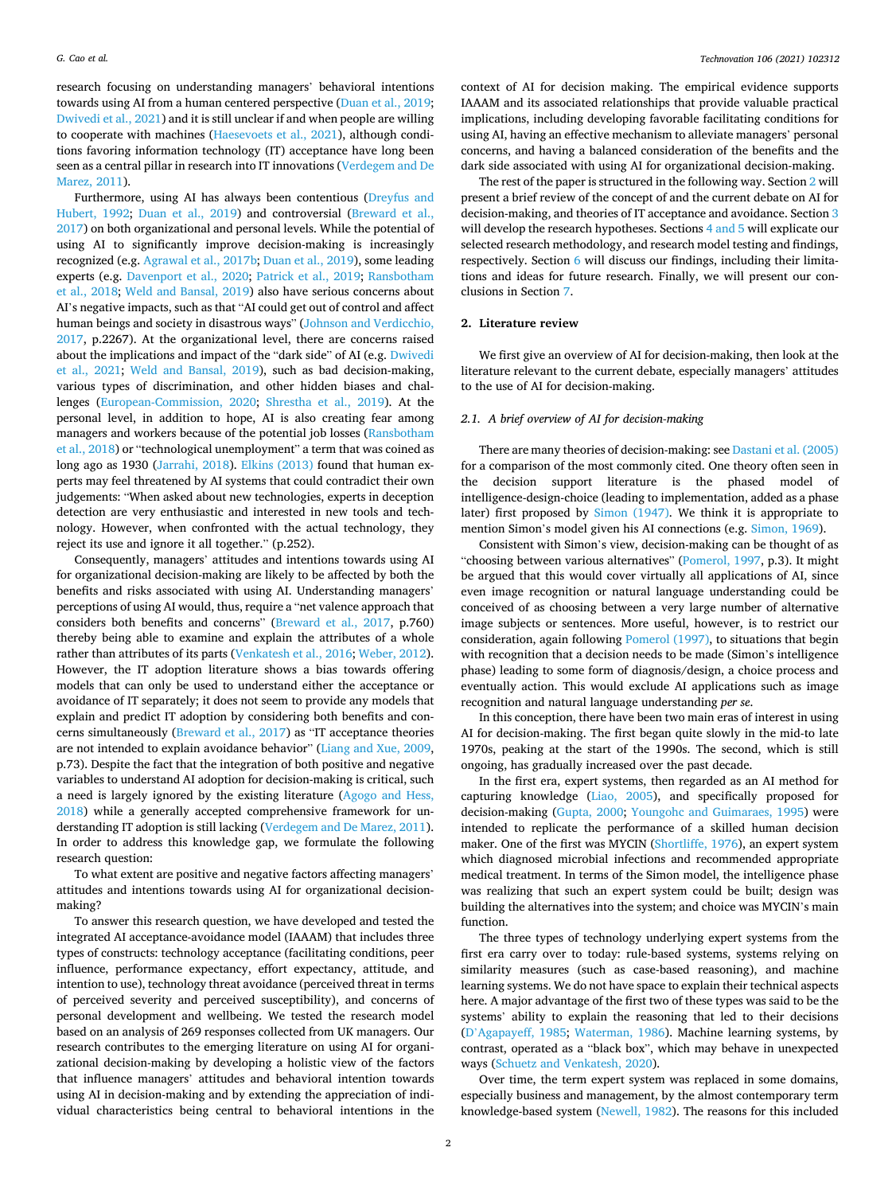research focusing on understanding managers' behavioral intentions towards using AI from a human centered perspective (Duan et al., 2019; Dwivedi et al., 2021) and it is still unclear if and when people are willing to cooperate with machines (Haesevoets et al., 2021), although conditions favoring information technology (IT) acceptance have long been seen as a central pillar in research into IT innovations (Verdegem and De Marez, 2011).

Furthermore, using AI has always been contentious (Dreyfus and Hubert, 1992; Duan et al., 2019) and controversial (Breward et al., 2017) on both organizational and personal levels. While the potential of using AI to significantly improve decision-making is increasingly recognized (e.g. Agrawal et al., 2017b; Duan et al., 2019), some leading experts (e.g. Davenport et al., 2020; Patrick et al., 2019; Ransbotham et al., 2018; Weld and Bansal, 2019) also have serious concerns about AI's negative impacts, such as that "AI could get out of control and affect human beings and society in disastrous ways" (Johnson and Verdicchio, 2017, p.2267). At the organizational level, there are concerns raised about the implications and impact of the "dark side" of AI (e.g. Dwivedi et al., 2021; Weld and Bansal, 2019), such as bad decision-making, various types of discrimination, and other hidden biases and challenges (European-Commission, 2020; Shrestha et al., 2019). At the personal level, in addition to hope, AI is also creating fear among managers and workers because of the potential job losses (Ransbotham et al., 2018) or "technological unemployment" a term that was coined as long ago as 1930 (Jarrahi, 2018). Elkins (2013) found that human experts may feel threatened by AI systems that could contradict their own judgements: "When asked about new technologies, experts in deception detection are very enthusiastic and interested in new tools and technology. However, when confronted with the actual technology, they reject its use and ignore it all together." (p.252).

Consequently, managers' attitudes and intentions towards using AI for organizational decision-making are likely to be affected by both the benefits and risks associated with using AI. Understanding managers' perceptions of using AI would, thus, require a "net valence approach that considers both benefits and concerns" (Breward et al., 2017, p.760) thereby being able to examine and explain the attributes of a whole rather than attributes of its parts (Venkatesh et al., 2016; Weber, 2012). However, the IT adoption literature shows a bias towards offering models that can only be used to understand either the acceptance or avoidance of IT separately; it does not seem to provide any models that explain and predict IT adoption by considering both benefits and concerns simultaneously (Breward et al., 2017) as "IT acceptance theories are not intended to explain avoidance behavior" (Liang and Xue, 2009, p.73). Despite the fact that the integration of both positive and negative variables to understand AI adoption for decision-making is critical, such a need is largely ignored by the existing literature (Agogo and Hess, 2018) while a generally accepted comprehensive framework for understanding IT adoption is still lacking (Verdegem and De Marez, 2011). In order to address this knowledge gap, we formulate the following research question:

To what extent are positive and negative factors affecting managers' attitudes and intentions towards using AI for organizational decision-making?

To answer this research question, we have developed and tested the integrated AI acceptance-avoidance model (IAAAM) that includes three types of constructs: technology acceptance (facilitating conditions, peer influence, performance expectancy, effort expectancy, attitude, and intention to use), technology threat avoidance (perceived threat in terms of perceived severity and perceived susceptibility), and concerns of personal development and wellbeing. We tested the research model based on an analysis of 269 responses collected from UK managers. Our research contributes to the emerging literature on using AI for organizational decision-making by developing a holistic view of the factors that influence managers' attitudes and behavioral intention towards using AI in decision-making and by extending the appreciation of individual characteristics being central to behavioral intentions in the context of AI for decision making. The empirical evidence supports IAAAM and its associated relationships that provide valuable practical implications, including developing favorable facilitating conditions for using AI, having an effective mechanism to alleviate managers' personal concerns, and having a balanced consideration of the benefits and the dark side associated with using AI for organizational decision-making.

The rest of the paper is structured in the following way. Section 2 will present a brief review of the concept of and the current debate on AI for decision-making, and theories of IT acceptance and avoidance. Section 3 will develop the research hypotheses. Sections 4 and 5 will explicate our selected research methodology, and research model testing and findings, respectively. Section 6 will discuss our findings, including their limitations and ideas for future research. Finally, we will present our conclusions in Section 7.

## 2. Literature review

We first give an overview of AI for decision-making, then look at the literature relevant to the current debate, especially managers' attitudes to the use of AI for decision-making.

### 2.1. A brief overview of AI for decision-making

There are many theories of decision-making: see Dastani et al. (2005) for a comparison of the most commonly cited. One theory often seen in the decision support literature is the phased model of intelligence-design-choice (leading to implementation, added as a phase later) first proposed by Simon (1947). We think it is appropriate to mention Simon's model given his AI connections (e.g. Simon, 1969).

Consistent with Simon's view, decision-making can be thought of as "choosing between various alternatives" (Pomerol, 1997, p.3). It might be argued that this would cover virtually all applications of AI, since even image recognition or natural language understanding could be conceived of as choosing between a very large number of alternative image subjects or sentences. More useful, however, is to restrict our consideration, again following Pomerol (1997), to situations that begin with recognition that a decision needs to be made (Simon's intelligence phase) leading to some form of diagnosis/design, a choice process and eventually action. This would exclude AI applications such as image recognition and natural language understanding *per se*.

In this conception, there have been two main eras of interest in using AI for decision-making. The first began quite slowly in the mid-to late 1970s, peaking at the start of the 1990s. The second, which is still ongoing, has gradually increased over the past decade.

In the first era, expert systems, then regarded as an AI method for capturing knowledge (Liao, 2005), and specifically proposed for decision-making (Gupta, 2000; Youngohc and Guimaraes, 1995) were intended to replicate the performance of a skilled human decision maker. One of the first was MYCIN (Shortliffe, 1976), an expert system which diagnosed microbial infections and recommended appropriate medical treatment. In terms of the Simon model, the intelligence phase was realizing that such an expert system could be built; design was building the alternatives into the system; and choice was MYCIN's main function.

The three types of technology underlying expert systems from the first era carry over to today: rule-based systems, systems relying on similarity measures (such as case-based reasoning), and machine learning systems. We do not have space to explain their technical aspects here. A major advantage of the first two of these types was said to be the systems' ability to explain the reasoning that led to their decisions (D'Agapayeff, 1985; Waterman, 1986). Machine learning systems, by contrast, operated as a "black box", which may behave in unexpected ways (Schuetz and Venkatesh, 2020).

Over time, the term expert system was replaced in some domains, especially business and management, by the almost contemporary term knowledge-based system (Newell, 1982). The reasons for this included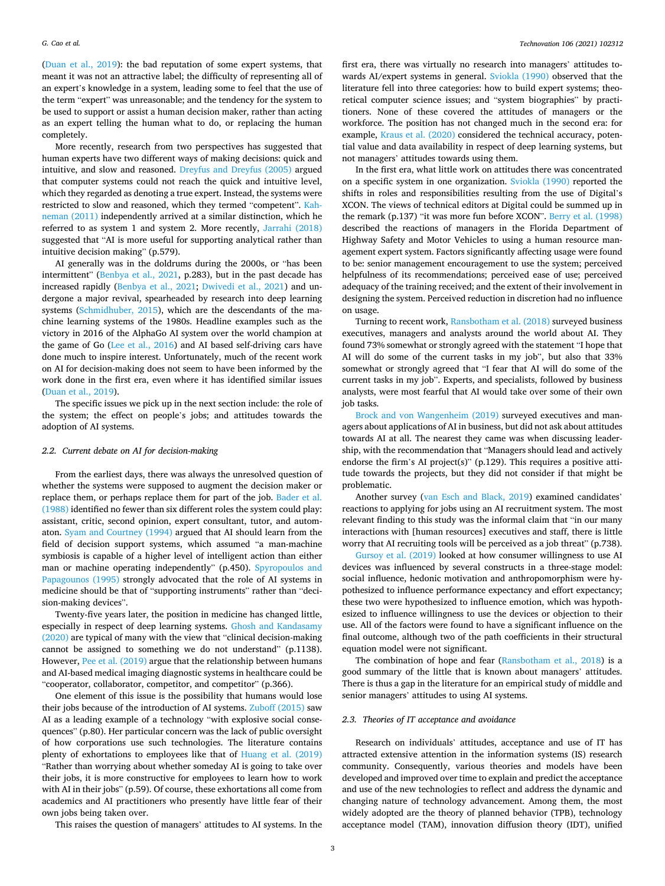(Duan et al., 2019): the bad reputation of some expert systems, that meant it was not an attractive label; the difficulty of representing all of an expert's knowledge in a system, leading some to feel that the use of the term "expert" was unreasonable; and the tendency for the system to be used to support or assist a human decision maker, rather than acting as an expert telling the human what to do, or replacing the human completely.

More recently, research from two perspectives has suggested that human experts have two different ways of making decisions: quick and intuitive, and slow and reasoned. Dreyfus and Dreyfus (2005) argued that computer systems could not reach the quick and intuitive level, which they regarded as denoting a true expert. Instead, the systems were restricted to slow and reasoned, which they termed "competent". Kahneman (2011) independently arrived at a similar distinction, which he referred to as system 1 and system 2. More recently, Jarrahi (2018) suggested that "AI is more useful for supporting analytical rather than intuitive decision making" (p.579).

AI generally was in the doldrums during the 2000s, or "has been intermittent" (Benbya et al., 2021, p.283), but in the past decade has increased rapidly (Benbya et al., 2021; Dwivedi et al., 2021) and undergone a major revival, spearheaded by research into deep learning systems (Schmidhuber, 2015), which are the descendants of the machine learning systems of the 1980s. Headline examples such as the victory in 2016 of the AlphaGo AI system over the world champion at the game of Go (Lee et al., 2016) and AI based self-driving cars have done much to inspire interest. Unfortunately, much of the recent work on AI for decision-making does not seem to have been informed by the work done in the first era, even where it has identified similar issues (Duan et al., 2019).

The specific issues we pick up in the next section include: the role of the system; the effect on people's jobs; and attitudes towards the adoption of AI systems.

### 2.2. Current debate on AI for decision-making

From the earliest days, there was always the unresolved question of whether the systems were supposed to augment the decision maker or replace them, or perhaps replace them for part of the job. Bader et al. (1988) identified no fewer than six different roles the system could play: assistant, critic, second opinion, expert consultant, tutor, and automaton. Syam and Courtney (1994) argued that AI should learn from the field of decision support systems, which assumed "a man-machine symbiosis is capable of a higher level of intelligent action than either man or machine operating independently" (p.450). Spyropoulos and Papagounos (1995) strongly advocated that the role of AI systems in medicine should be that of "supporting instruments" rather than "decision-making devices".

Twenty-five years later, the position in medicine has changed little, especially in respect of deep learning systems. Ghosh and Kandasamy (2020) are typical of many with the view that "clinical decision-making cannot be assigned to something we do not understand" (p.1138). However, Pee et al. (2019) argue that the relationship between humans and AI-based medical imaging diagnostic systems in healthcare could be "cooperator, collaborator, competitor, and competitor" (p.366).

One element of this issue is the possibility that humans would lose their jobs because of the introduction of AI systems. Zuboff (2015) saw AI as a leading example of a technology "with explosive social consequences" (p.80). Her particular concern was the lack of public oversight of how corporations use such technologies. The literature contains plenty of exhortations to employees like that of Huang et al. (2019) "Rather than worrying about whether someday AI is going to take over their jobs, it is more constructive for employees to learn how to work with AI in their jobs" (p.59). Of course, these exhortations all come from academics and AI practitioners who presently have little fear of their own jobs being taken over.

This raises the question of managers' attitudes to AI systems. In the first era, there was virtually no research into managers' attitudes towards AI/expert systems in general. Sviokla (1990) observed that the literature fell into three categories: how to build expert systems; theoretical computer science issues; and "system biographies" by practitioners. None of these covered the attitudes of managers or the workforce. The position has not changed much in the second era: for example, Kraus et al. (2020) considered the technical accuracy, potential value and data availability in respect of deep learning systems, but not managers' attitudes towards using them.

In the first era, what little work on attitudes there was concentrated on a specific system in one organization. Sviokla (1990) reported the shifts in roles and responsibilities resulting from the use of Digital's XCON. The views of technical editors at Digital could be summed up in the remark (p.137) "it was more fun before XCON". Berry et al. (1998) described the reactions of managers in the Florida Department of Highway Safety and Motor Vehicles to using a human resource management expert system. Factors significantly affecting usage were found to be: senior management encouragement to use the system; perceived helpfulness of its recommendations; perceived ease of use; perceived adequacy of the training received; and the extent of their involvement in designing the system. Perceived reduction in discretion had no influence on usage.

Turning to recent work, Ransbotham et al. (2018) surveyed business executives, managers and analysts around the world about AI. They found 73% somewhat or strongly agreed with the statement "I hope that AI will do some of the current tasks in my job", but also that 33% somewhat or strongly agreed that "I fear that AI will do some of the current tasks in my job". Experts, and specialists, followed by business analysts, were most fearful that AI would take over some of their own job tasks.

Brock and von Wangenheim (2019) surveyed executives and managers about applications of AI in business, but did not ask about attitudes towards AI at all. The nearest they came was when discussing leadership, with the recommendation that "Managers should lead and actively endorse the firm's AI project(s)" (p.129). This requires a positive attitude towards the projects, but they did not consider if that might be problematic.

Another survey (van Esch and Black, 2019) examined candidates' reactions to applying for jobs using an AI recruitment system. The most relevant finding to this study was the informal claim that "in our many interactions with [human resources] executives and staff, there is little worry that AI recruiting tools will be perceived as a job threat" (p.738).

Gursoy et al. (2019) looked at how consumer willingness to use AI devices was influenced by several constructs in a three-stage model: social influence, hedonic motivation and anthropomorphism were hypothesized to influence performance expectancy and effort expectancy; these two were hypothesized to influence emotion, which was hypothesized to influence willingness to use the devices or objection to their use. All of the factors were found to have a significant influence on the final outcome, although two of the path coefficients in their structural equation model were not significant.

The combination of hope and fear (Ransbotham et al., 2018) is a good summary of the little that is known about managers' attitudes. There is thus a gap in the literature for an empirical study of middle and senior managers' attitudes to using AI systems.

### 2.3. Theories of IT acceptance and avoidance

Research on individuals' attitudes, acceptance and use of IT has attracted extensive attention in the information systems (IS) research community. Consequently, various theories and models have been developed and improved over time to explain and predict the acceptance and use of the new technologies to reflect and address the dynamic and changing nature of technology advancement. Among them, the most widely adopted are the theory of planned behavior (TPB), technology acceptance model (TAM), innovation diffusion theory (IDT), unified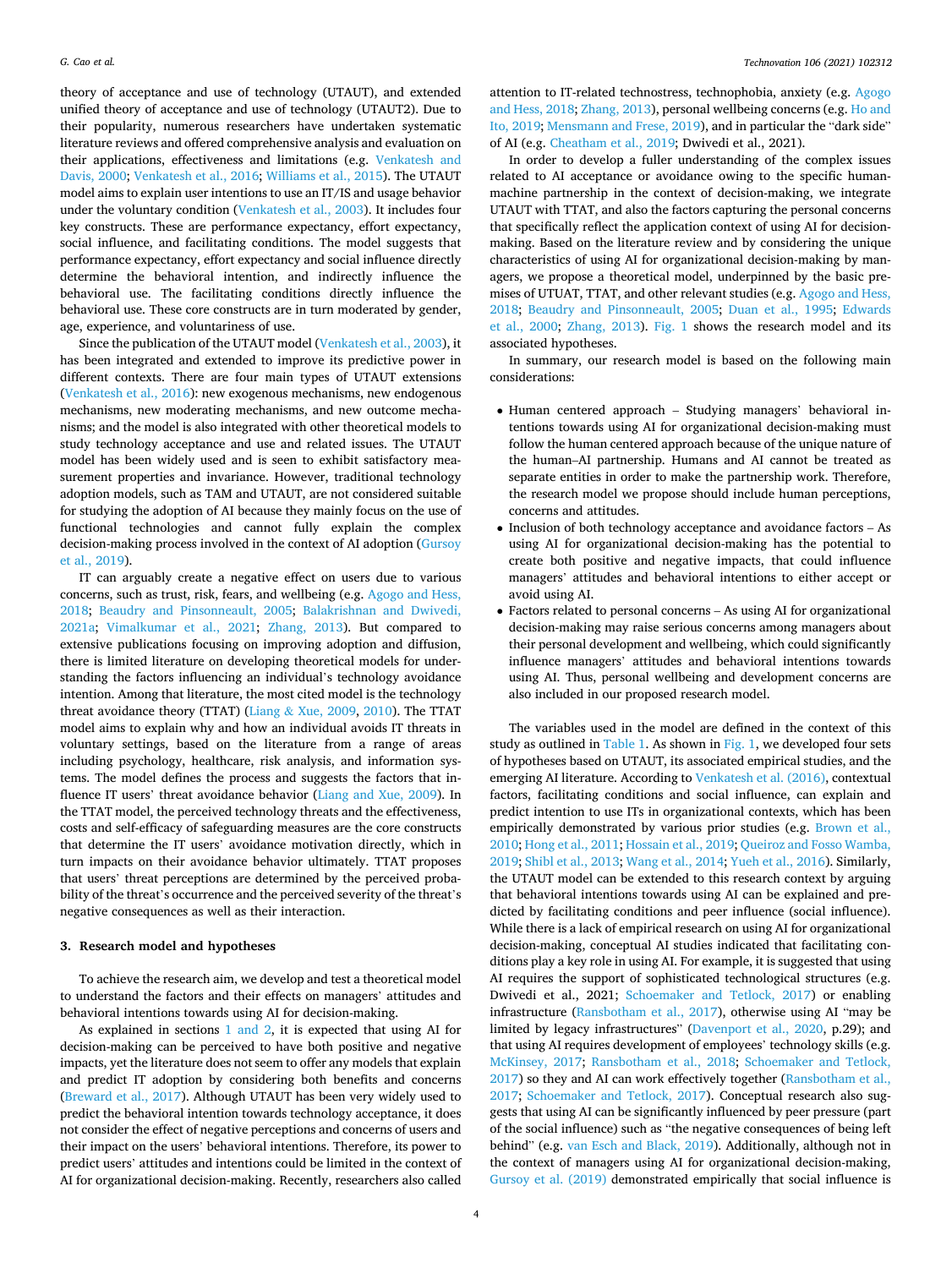theory of acceptance and use of technology (UTAUT), and extended unified theory of acceptance and use of technology (UTAUT2). Due to their popularity, numerous researchers have undertaken systematic literature reviews and offered comprehensive analysis and evaluation on their applications, effectiveness and limitations (e.g. Venkatesh and Davis, 2000; Venkatesh et al., 2016; Williams et al., 2015). The UTAUT model aims to explain user intentions to use an IT/IS and usage behavior under the voluntary condition (Venkatesh et al., 2003). It includes four key constructs. These are performance expectancy, effort expectancy, social influence, and facilitating conditions. The model suggests that performance expectancy, effort expectancy and social influence directly determine the behavioral intention, and indirectly influence the behavioral use. The facilitating conditions directly influence the behavioral use. These core constructs are in turn moderated by gender, age, experience, and voluntariness of use.

Since the publication of the UTAUT model (Venkatesh et al., 2003), it has been integrated and extended to improve its predictive power in different contexts. There are four main types of UTAUT extensions (Venkatesh et al., 2016): new exogenous mechanisms, new endogenous mechanisms, new moderating mechanisms, and new outcome mechanisms; and the model is also integrated with other theoretical models to study technology acceptance and use and related issues. The UTAUT model has been widely used and is seen to exhibit satisfactory measurement properties and invariance. However, traditional technology adoption models, such as TAM and UTAUT, are not considered suitable for studying the adoption of AI because they mainly focus on the use of functional technologies and cannot fully explain the complex decision-making process involved in the context of AI adoption (Gursoy et al., 2019).

IT can arguably create a negative effect on users due to various concerns, such as trust, risk, fears, and wellbeing (e.g. Agogo and Hess, 2018; Beaudry and Pinsonneault, 2005; Balakrishnan and Dwivedi, 2021a; Vimalkumar et al., 2021; Zhang, 2013). But compared to extensive publications focusing on improving adoption and diffusion, there is limited literature on developing theoretical models for understanding the factors influencing an individual's technology avoidance intention. Among that literature, the most cited model is the technology threat avoidance theory (TTAT) (Liang & Xue, 2009, 2010). The TTAT model aims to explain why and how an individual avoids IT threats in voluntary settings, based on the literature from a range of areas including psychology, healthcare, risk analysis, and information systems. The model defines the process and suggests the factors that influence IT users' threat avoidance behavior (Liang and Xue, 2009). In the TTAT model, the perceived technology threats and the effectiveness, costs and self-efficacy of safeguarding measures are the core constructs that determine the IT users' avoidance motivation directly, which in turn impacts on their avoidance behavior ultimately. TTAT proposes that users' threat perceptions are determined by the perceived probability of the threat's occurrence and the perceived severity of the threat's negative consequences as well as their interaction.

## 3. Research model and hypotheses

To achieve the research aim, we develop and test a theoretical model to understand the factors and their effects on managers' attitudes and behavioral intentions towards using AI for decision-making.

As explained in sections 1 and 2, it is expected that using AI for decision-making can be perceived to have both positive and negative impacts, yet the literature does not seem to offer any models that explain and predict IT adoption by considering both benefits and concerns (Breward et al., 2017). Although UTAUT has been very widely used to predict the behavioral intention towards technology acceptance, it does not consider the effect of negative perceptions and concerns of users and their impact on the users' behavioral intentions. Therefore, its power to predict users' attitudes and intentions could be limited in the context of AI for organizational decision-making. Recently, researchers also called attention to IT-related technostress, technophobia, anxiety (e.g. Agogo and Hess, 2018; Zhang, 2013), personal wellbeing concerns (e.g. Ho and Ito, 2019; Mensmann and Frese, 2019), and in particular the "dark side" of AI (e.g. Cheatham et al., 2019; Dwivedi et al., 2021).

In order to develop a fuller understanding of the complex issues related to AI acceptance or avoidance owing to the specific human-machine partnership in the context of decision-making, we integrate UTAUT with TTAT, and also the factors capturing the personal concerns that specifically reflect the application context of using AI for decision-making. Based on the literature review and by considering the unique characteristics of using AI for organizational decision-making by managers, we propose a theoretical model, underpinned by the basic premises of UTAUT, TTAT, and other relevant studies (e.g. Agogo and Hess, 2018; Beaudry and Pinsonneault, 2005; Duan et al., 1995; Edwards et al., 2000; Zhang, 2013). Fig. 1 shows the research model and its associated hypotheses.

In summary, our research model is based on the following main considerations:

- Human centered approach – Studying managers' behavioral intentions towards using AI for organizational decision-making must follow the human centered approach because of the unique nature of the human–AI partnership. Humans and AI cannot be treated as separate entities in order to make the partnership work. Therefore, the research model we propose should include human perceptions, concerns and attitudes.
- Inclusion of both technology acceptance and avoidance factors – As using AI for organizational decision-making has the potential to create both positive and negative impacts, that could influence managers' attitudes and behavioral intentions to either accept or avoid using AI.
- Factors related to personal concerns – As using AI for organizational decision-making may raise serious concerns among managers about their personal development and wellbeing, which could significantly influence managers' attitudes and behavioral intentions towards using AI. Thus, personal wellbeing and development concerns are also included in our proposed research model.

The variables used in the model are defined in the context of this study as outlined in Table 1. As shown in Fig. 1, we developed four sets of hypotheses based on UTAUT, its associated empirical studies, and the emerging AI literature. According to Venkatesh et al. (2016), contextual factors, facilitating conditions and social influence, can explain and predict intention to use ITs in organizational contexts, which has been empirically demonstrated by various prior studies (e.g. Brown et al., 2010; Hong et al., 2011; Hossain et al., 2019; Queiroz and Fosso Wamba, 2019; Shibl et al., 2013; Wang et al., 2014; Yueh et al., 2016). Similarly, the UTAUT model can be extended to this research context by arguing that behavioral intentions towards using AI can be explained and predicted by facilitating conditions and peer influence (social influence). While there is a lack of empirical research on using AI for organizational decision-making, conceptual AI studies indicated that facilitating conditions play a key role in using AI. For example, it is suggested that using AI requires the support of sophisticated technological structures (e.g. Dwivedi et al., 2021; Schoemaker and Tetlock, 2017) or enabling infrastructure (Ransbotham et al., 2017), otherwise using AI "may be limited by legacy infrastructures" (Davenport et al., 2020, p.29); and that using AI requires development of employees' technology skills (e.g. McKinsey, 2017; Ransbotham et al., 2018; Schoemaker and Tetlock, 2017) so they and AI can work effectively together (Ransbotham et al., 2017; Schoemaker and Tetlock, 2017). Conceptual research also suggests that using AI can be significantly influenced by peer pressure (part of the social influence) such as "the negative consequences of being left behind" (e.g. van Esch and Black, 2019). Additionally, although not in the context of managers using AI for organizational decision-making, Gursoy et al. (2019) demonstrated empirically that social influence is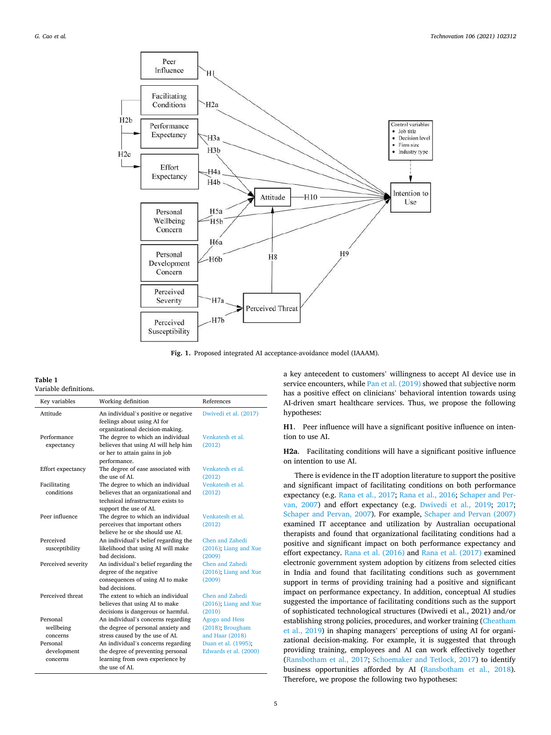Fig. 1. Proposed integrated AI acceptance-avoidance model (IAAAM).

**Table 1**
Variable definitions.

| Key variables | Working definition | References |
|---|---|---|
| Attitude | An individual's positive or negative feelings about using AI for organizational decision-making. | Dwivedi et al. (2017) |
| Performance expectancy | The degree to which an individual believes that using AI will help him or her to attain gains in job performance. | Venkatesh et al. (2012) |
| Effort expectancy | The degree of ease associated with the use of AI. | Venkatesh et al. (2012) |
| Facilitating conditions | The degree to which an individual believes that an organizational and technical infrastructure exists to support the use of AI. | Venkatesh et al. (2012) |
| Peer influence | The degree to which an individual perceives that important others believe he or she should use AI. | Venkatesh et al. (2012) |
| Perceived susceptibility | An individual's belief regarding the likelihood that using AI will make bad decisions. | Chen and Zahedi (2016); Liang and Xue (2009) |
| Perceived severity | An individual's belief regarding the degree of the negative consequences of using AI to make bad decisions. | Chen and Zahedi (2016); Liang and Xue (2009) |
| Perceived threat | The extent to which an individual believes that using AI to make decisions is dangerous or harmful. | Chen and Zahedi (2016); Liang and Xue (2010) |
| Personal wellbeing concerns | An individual's concerns regarding the degree of personal anxiety and stress caused by the use of AI. | Agogo and Hess (2018); Brougham and Haar (2018) |
| Personal development concerns | An individual's concerns regarding the degree of preventing personal learning from own experience by the use of AI. | Duan et al. (1995); Edwards et al. (2000) |

a key antecedent to customers' willingness to accept AI device use in service encounters, while Pan et al. (2019) showed that subjective norm has a positive effect on clinicians' behavioral intention towards using AI-driven smart healthcare services. Thus, we propose the following hypotheses:

**H1.** Peer influence will have a significant positive influence on intention to use AI.

**H2a.** Facilitating conditions will have a significant positive influence on intention to use AI.

There is evidence in the IT adoption literature to support the positive and significant impact of facilitating conditions on both performance expectancy (e.g. Rana et al., 2017; Rana et al., 2016; Schaper and Pervan, 2007) and effort expectancy (e.g. Dwivedi et al., 2019; 2017; Schaper and Pervan, 2007). For example, Schaper and Pervan (2007) examined IT acceptance and utilization by Australian occupational therapists and found that organizational facilitating conditions had a positive and significant impact on both performance expectancy and effort expectancy. Rana et al. (2016) and Rana et al. (2017) examined electronic government system adoption by citizens from selected cities in India and found that facilitating conditions such as government support in terms of providing training had a positive and significant impact on performance expectancy. In addition, conceptual AI studies suggested the importance of facilitating conditions such as the support of sophisticated technological structures (Dwivedi et al., 2021) and/or establishing strong policies, procedures, and worker training (Cheatham et al., 2019) in shaping managers' perceptions of using AI for organizational decision-making. For example, it is suggested that through providing training, employees and AI can work effectively together (Ransbotham et al., 2017; Schoemaker and Tetlock, 2017) to identify business opportunities afforded by AI (Ransbotham et al., 2018). Therefore, we propose the following two hypotheses: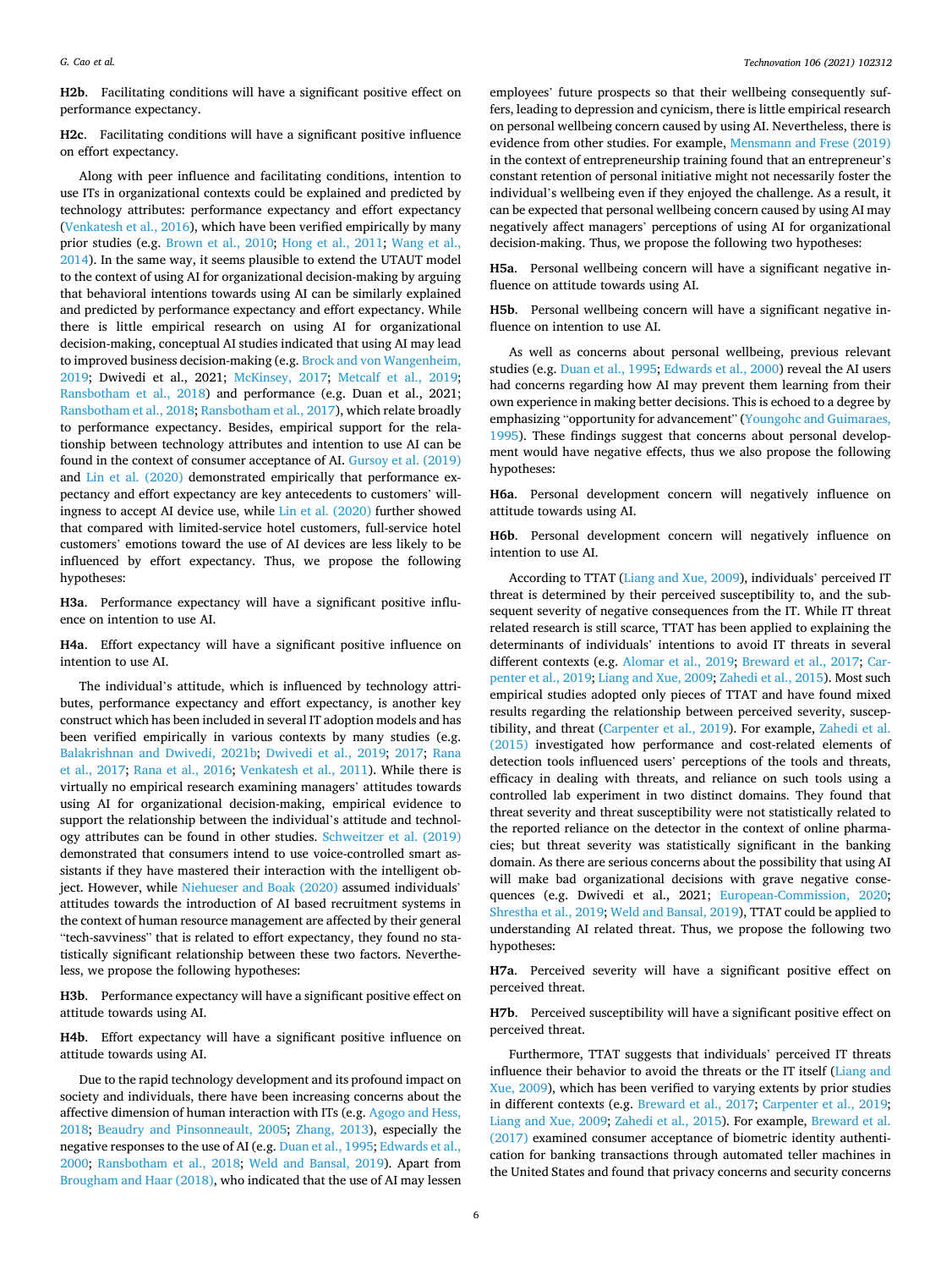**H2b**. Facilitating conditions will have a significant positive effect on performance expectancy.

**H2c**. Facilitating conditions will have a significant positive influence on effort expectancy.

Along with peer influence and facilitating conditions, intention to use ITs in organizational contexts could be explained and predicted by technology attributes: performance expectancy and effort expectancy (Venkatesh et al., 2016), which have been verified empirically by many prior studies (e.g. Brown et al., 2010; Hong et al., 2011; Wang et al., 2014). In the same way, it seems plausible to extend the UTAUT model to the context of using AI for organizational decision-making by arguing that behavioral intentions towards using AI can be similarly explained and predicted by performance expectancy and effort expectancy. While there is little empirical research on using AI for organizational decision-making, conceptual AI studies indicated that using AI may lead to improved business decision-making (e.g. Brock and von Wangenheim, 2019; Dwivedi et al., 2021; McKinsey, 2017; Metcalf et al., 2019; Ransbotham et al., 2018) and performance (e.g. Duan et al., 2021; Ransbotham et al., 2018; Ransbotham et al., 2017), which relate broadly to performance expectancy. Besides, empirical support for the relationship between technology attributes and intention to use AI can be found in the context of consumer acceptance of AI. Gursoy et al. (2019) and Lin et al. (2020) demonstrated empirically that performance expectancy and effort expectancy are key antecedents to customers' willingness to accept AI device use, while Lin et al. (2020) further showed that compared with limited-service hotel customers, full-service hotel customers' emotions toward the use of AI devices are less likely to be influenced by effort expectancy. Thus, we propose the following hypotheses:

**H3a**. Performance expectancy will have a significant positive influence on intention to use AI.

**H4a**. Effort expectancy will have a significant positive influence on intention to use AI.

The individual's attitude, which is influenced by technology attributes, performance expectancy and effort expectancy, is another key construct which has been included in several IT adoption models and has been verified empirically by many studies in various contexts (e.g. Balakrishnan and Dwivedi, 2021b; Dwivedi et al., 2019; 2017; Rana et al., 2017; Rana et al., 2016; Venkatesh et al., 2011). While there is virtually no empirical research examining managers' attitudes towards using AI for organizational decision-making, empirical evidence to support the relationship between the individual's attitude and technology attributes can be found in other studies. Schweitzer et al. (2019) demonstrated that consumers intend to use voice-controlled smart assistants if they have mastered their interaction with the intelligent object. However, while Niehueser and Boak (2020) assumed individuals' attitudes towards the introduction of AI based recruitment systems in the context of human resource management are affected by their general "tech-savviness" that is related to effort expectancy, they found no statistically significant relationship between these two factors. Nevertheless, we propose the following hypotheses:

**H3b**. Performance expectancy will have a significant positive effect on attitude towards using AI.

**H4b**. Effort expectancy will have a significant positive influence on attitude towards using AI.

Due to the rapid technology development and its profound impact on society and individuals, there have been increasing concerns about the affective dimension of human interaction with ITs (e.g. Agogo and Hess, 2018; Beaudry and Pinsonneault, 2005; Zhang, 2013), especially the negative responses to the use of AI (e.g. Duan et al., 1995; Edwards et al., 2000; Ransbotham et al., 2018; Weld and Bansal, 2019). Apart from Brougham and Haar (2018), who indicated that the use of AI may lessen employees' future prospects so that their wellbeing consequently suffers, leading to depression and cynicism, there is little empirical research on personal wellbeing concern caused by using AI. Nevertheless, there is evidence from other studies. For example, Mensmann and Frese (2019) in the context of entrepreneurship training found that an entrepreneur's constant retention of personal initiative might not necessarily foster the individual's wellbeing even if they enjoyed the challenge. As a result, it can be expected that personal wellbeing concern caused by using AI may negatively affect managers' perceptions of using AI for organizational decision-making. Thus, we propose the following two hypotheses:

**H5a**. Personal wellbeing concern will have a significant negative influence on attitude towards using AI.

**H5b**. Personal wellbeing concern will have a significant negative influence on intention to use AI.

As well as concerns about personal wellbeing, previous relevant studies (e.g. Duan et al., 1995; Edwards et al., 2000) reveal the AI users had concerns regarding how AI may prevent them learning from their own experience in making better decisions. This is echoed to a degree by emphasizing "opportunity for advancement" (Youngohc and Guimaraes, 1995). These findings suggest that concerns about personal development would have negative effects, thus we also propose the following hypotheses:

**H6a**. Personal development concern will negatively influence on attitude towards using AI.

**H6b**. Personal development concern will negatively influence on intention to use AI.

According to TTAT (Liang and Xue, 2009), individuals' perceived IT threat is determined by their perceived susceptibility to, and the subsequent severity of negative consequences from the IT. While IT threat related research is still scarce, TTAT has been applied to explaining the determinants of individuals' intentions to avoid IT threats in several different contexts (e.g. Alomar et al., 2019; Breward et al., 2017; Carpenter et al., 2019; Liang and Xue, 2009; Zahedi et al., 2015). Most such empirical studies adopted only pieces of TTAT and have found mixed results regarding the relationship between perceived severity, susceptibility, and threat (Carpenter et al., 2019). For example, Zahedi et al. (2015) investigated how performance and cost-related elements of detection tools influenced users' perceptions of the tools and threats, efficacy in dealing with threats, and reliance on such tools using a controlled lab experiment in two distinct domains. They found that threat severity and threat susceptibility were not statistically related to the reported reliance on the detector in the context of online pharmacies; but threat severity was statistically significant in the banking domain. As there are serious concerns about the possibility that using AI will make bad organizational decisions with grave negative consequences (e.g. Dwivedi et al., 2021; European-Commission, 2020; Shrestha et al., 2019; Weld and Bansal, 2019), TTAT could be applied to understanding AI related threat. Thus, we propose the following two hypotheses:

**H7a**. Perceived severity will have a significant positive effect on perceived threat.

**H7b**. Perceived susceptibility will have a significant positive effect on perceived threat.

Furthermore, TTAT suggests that individuals' perceived IT threats influence their behavior to avoid the threats or the IT itself (Liang and Xue, 2009), which has been verified to varying extents by prior studies in different contexts (e.g. Breward et al., 2017; Carpenter et al., 2019; Liang and Xue, 2009; Zahedi et al., 2015). For example, Breward et al. (2017) examined consumer acceptance of biometric identity authentication for banking transactions through automated teller machines in the United States and found that privacy concerns and security concerns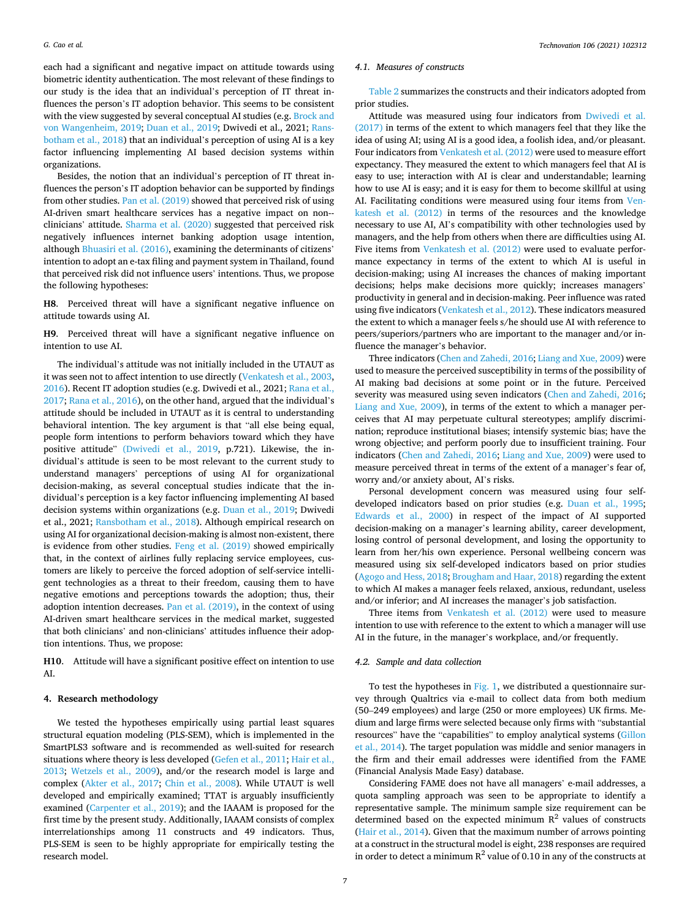each had a significant and negative impact on attitude towards using biometric identity authentication. The most relevant of these findings to our study is the idea that an individual's perception of IT threat influences the person's IT adoption behavior. This seems to be consistent with the view suggested by several conceptual AI studies (e.g. Brock and von Wangenheim, 2019; Duan et al., 2019; Dwivedi et al., 2021; Ransbotham et al., 2018) that an individual's perception of using AI is a key factor influencing implementing AI based decision systems within organizations.

Besides, the notion that an individual's perception of IT threat influences the person's IT adoption behavior can be supported by findings from other studies. Pan et al. (2019) showed that perceived risk of using AI-driven smart healthcare services has a negative impact on non--clinicians' attitude. Sharma et al. (2020) suggested that perceived risk negatively influences internet banking adoption usage intention, although Bhuasiri et al. (2016), examining the determinants of citizens' intention to adopt an e-tax filing and payment system in Thailand, found that perceived risk did not influence users' intentions. Thus, we propose the following hypotheses:

**H8**. Perceived threat will have a significant negative influence on attitude towards using AI.

**H9**. Perceived threat will have a significant negative influence on intention to use AI.

The individual's attitude was not initially included in the UTAUT as it was seen not to affect intention to use directly (Venkatesh et al., 2003, 2016). Recent IT adoption studies (e.g. Dwivedi et al., 2021; Rana et al., 2017; Rana et al., 2016), on the other hand, argued that the individual's attitude should be included in UTAUT as it is central to understanding behavioral intention. The key argument is that "all else being equal, people form intentions to perform behaviors toward which they have positive attitude" (Dwivedi et al., 2019, p.721). Likewise, the individual's attitude is seen to be most relevant to the current study to understand managers' perceptions of using AI for organizational decision-making, as several conceptual studies indicate that the individual's perception is a key factor influencing implementing AI based decision systems within organizations (e.g. Duan et al., 2019; Dwivedi et al., 2021; Ransbotham et al., 2018). Although empirical research on using AI for organizational decision-making is almost non-existent, there is evidence from other studies. Feng et al. (2019) showed empirically that, in the context of airlines fully replacing service employees, customers are likely to perceive the forced adoption of self-service intelligent technologies as a threat to their freedom, causing them to have negative emotions and perceptions towards the adoption; thus, their adoption intention decreases. Pan et al. (2019), in the context of using AI-driven smart healthcare services in the medical market, suggested that both clinicians' and non-clinicians' attitudes influence their adoption intentions. Thus, we propose:

**H10**. Attitude will have a significant positive effect on intention to use AI.

## 4. Research methodology

We tested the hypotheses empirically using partial least squares structural equation modeling (PLS-SEM), which is implemented in the SmartPLS3 software and is recommended as well-suited for research situations where theory is less developed (Gefen et al., 2011; Hair et al., 2013; Wetzels et al., 2009), and/or the research model is large and complex (Akter et al., 2017; Chin et al., 2008). While UTAUT is well developed and empirically examined; TTAT is arguably insufficiently examined (Carpenter et al., 2019); and the IAAAM is proposed for the first time by the present study. Additionally, IAAAM consists of complex interrelationships among 11 constructs and 49 indicators. Thus, PLS-SEM is seen to be highly appropriate for empirically testing the research model.

### 4.1. Measures of constructs

Table 2 summarizes the constructs and their indicators adopted from prior studies.

Attitude was measured using four indicators from Dwivedi et al. (2017) in terms of the extent to which managers feel that they like the idea of using AI; using AI is a good idea, a foolish idea, and/or pleasant. Four indicators from Venkatesh et al. (2012) were used to measure effort expectancy. They measured the extent to which managers feel that AI is easy to use; interaction with AI is clear and understandable; learning how to use AI is easy; and it is easy for them to become skillful at using AI. Facilitating conditions were measured using four items from Venkatesh et al. (2012) in terms of the resources and the knowledge necessary to use AI, AI's compatibility with other technologies used by managers, and the help from others when there are difficulties using AI. Five items from Venkatesh et al. (2012) were used to evaluate performance expectancy in terms of the extent to which AI is useful in decision-making; using AI increases the chances of making important decisions; helps make decisions more quickly; increases managers' productivity in general and in decision-making. Peer influence was rated using five indicators (Venkatesh et al., 2012). These indicators measured the extent to which a manager feels s/he should use AI with reference to peers/superiors/partners who are important to the manager and/or influence the manager's behavior.

Three indicators (Chen and Zahedi, 2016; Liang and Xue, 2009) were used to measure the perceived susceptibility in terms of the possibility of AI making bad decisions at some point or in the future. Perceived severity was measured using seven indicators (Chen and Zahedi, 2016; Liang and Xue, 2009), in terms of the extent to which a manager perceives that AI may perpetuate cultural stereotypes; amplify discrimination; reproduce institutional biases; intensify systemic bias; have the wrong objective; and perform poorly due to insufficient training. Four indicators (Chen and Zahedi, 2016; Liang and Xue, 2009) were used to measure perceived threat in terms of the extent of a manager's fear of, worry and/or anxiety about, AI's risks.

Personal development concern was measured using four self-developed indicators based on prior studies (e.g. Duan et al., 1995; Edwards et al., 2000) in respect of the impact of AI supported decision-making on a manager's learning ability, career development, losing control of personal development, and losing the opportunity to learn from her/his own experience. Personal wellbeing concern was measured using six self-developed indicators based on prior studies (Agogo and Hess, 2018; Brougham and Haar, 2018) regarding the extent to which AI makes a manager feels relaxed, anxious, redundant, useless and/or inferior; and AI increases the manager's job satisfaction.

Three items from Venkatesh et al. (2012) were used to measure intention to use with reference to the extent to which a manager will use AI in the future, in the manager's workplace, and/or frequently.

### 4.2. Sample and data collection

To test the hypotheses in Fig. 1, we distributed a questionnaire survey through Qualtrics via e-mail to collect data from both medium (50–249 employees) and large (250 or more employees) UK firms. Medium and large firms were selected because only firms with "substantial resources" have the "capabilities" to employ analytical systems (Gillon et al., 2014). The target population was middle and senior managers in the firm and their email addresses were identified from the FAME (Financial Analysis Made Easy) database.

Considering FAME does not have all managers' e-mail addresses, a quota sampling approach was seen to be appropriate to identify a representative sample. The minimum sample size requirement can be determined based on the expected minimum $R^2$ values of constructs (Hair et al., 2014). Given that the maximum number of arrows pointing at a construct in the structural model is eight, 238 responses are required in order to detect a minimum $R^2$ value of 0.10 in any of the constructs at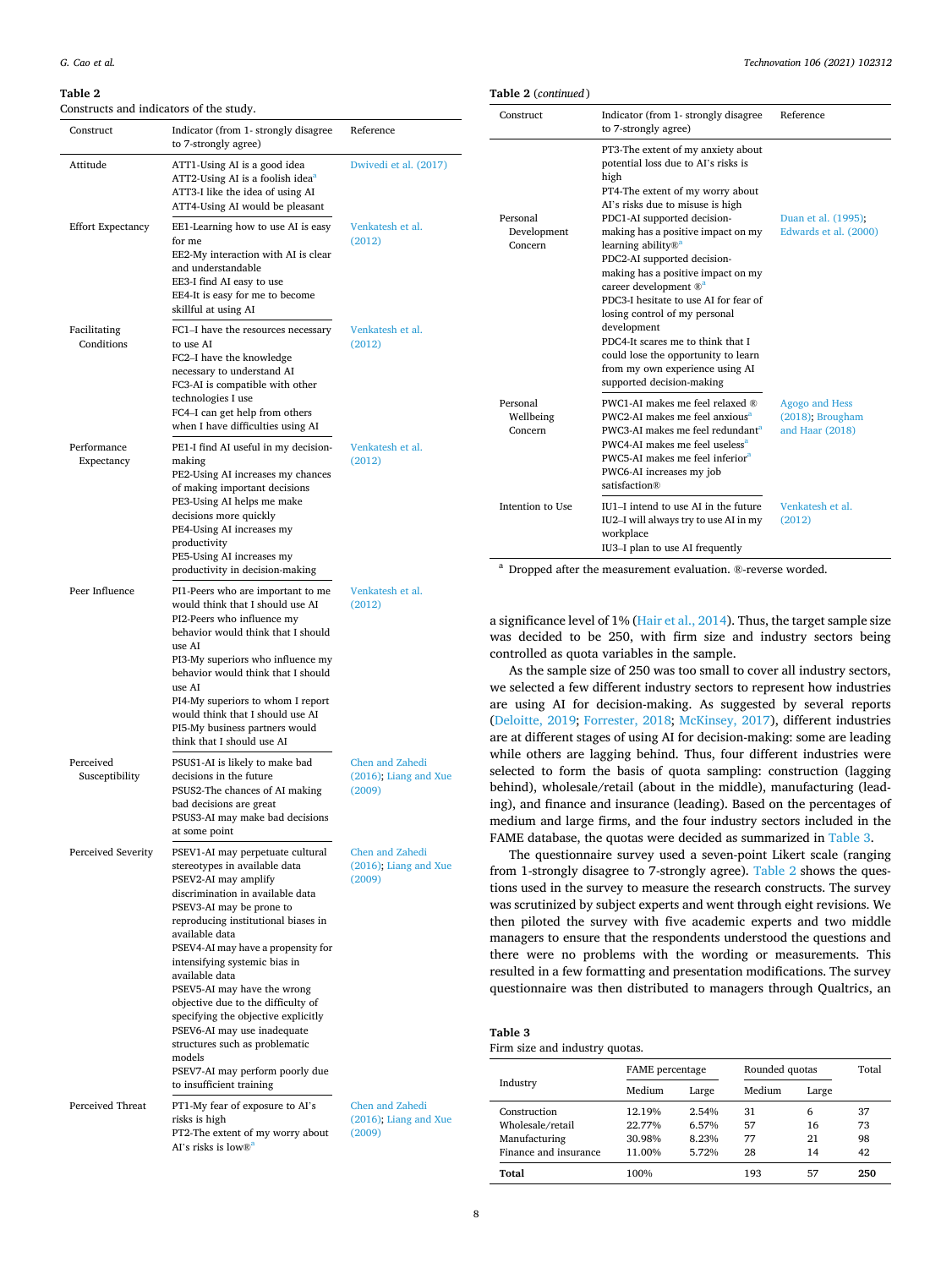**Table 2**
Constructs and indicators of the study.

| Construct | Indicator (from 1- strongly disagree to 7-strongly agree) | Reference |
|---|---|---|
| Attitude | ATT1-Using AI is a good idea<br>ATT2-Using AI is a foolish idea[a]<br>ATT3-I like the idea of using AI<br>ATT4-Using AI would be pleasant | Dwivedi et al. (2017) |
| Effort Expectancy | EE1-Learning how to use AI is easy for me<br>EE2-My interaction with AI is clear and understandable<br>EE3-I find AI easy to use<br>EE4-It is easy for me to become skillful at using AI | Venkatesh et al. (2012) |
| Facilitating Conditions | FC1–I have the resources necessary to use AI<br>FC2–I have the knowledge necessary to understand AI<br>FC3-AI is compatible with other technologies I use<br>FC4–I can get help from others when I have difficulties using AI | Venkatesh et al. (2012) |
| Performance Expectancy | PE1-I find AI useful in my decision-making<br>PE2-Using AI increases my chances of making important decisions<br>PE3-Using AI helps me make decisions more quickly<br>PE4-Using AI increases my productivity<br>PE5-Using AI increases my productivity in decision-making | Venkatesh et al. (2012) |
| Peer Influence | PI1-Peers who are important to me would think that I should use AI<br>PI2-Peers who influence my behavior would think that I should use AI<br>PI3-My superiors who influence my behavior would think that I should use AI<br>PI4-My superiors to whom I report would think that I should use AI<br>PI5-My business partners would think that I should use AI | Venkatesh et al. (2012) |
| Perceived Susceptibility | PSUS1-AI is likely to make bad decisions in the future<br>PSUS2-The chances of AI making bad decisions are great<br>PSUS3-AI may make bad decisions at some point | Chen and Zahedi (2016); Liang and Xue (2009) |
| Perceived Severity | PSEV1-AI may perpetuate cultural stereotypes in available data<br>PSEV2-AI may amplify discrimination in available data<br>PSEV3-AI may be prone to reproducing institutional biases in available data<br>PSEV4-AI may have a propensity for intensifying systemic bias in available data<br>PSEV5-AI may have the wrong objective due to the difficulty of specifying the objective explicitly<br>PSEV6-AI may use inadequate structures such as problematic models<br>PSEV7-AI may perform poorly due to insufficient training | Chen and Zahedi (2016); Liang and Xue (2009) |
| Perceived Threat | PT1-My fear of exposure to AI's risks is high<br>PT2-The extent of my worry about AI's risks is low®[a]<br>PT3-The extent of my anxiety about potential loss due to AI's risks is high<br>PT4-The extent of my worry about AI's risks due to misuse is high | Chen and Zahedi (2016); Liang and Xue (2009) |
| Personal Development Concern | PDC1-AI supported decision-making has a positive impact on my learning ability®[a]<br>PDC2-AI supported decision-making has a positive impact on my career development ®[a]<br>PDC3-I hesitate to use AI for fear of losing control of my personal development<br>PDC4-It scares me to think that I could lose the opportunity to learn from my own experience using AI supported decision-making | Duan et al. (1995); Edwards et al. (2000) |
| Personal Wellbeing Concern | PWC1-AI makes me feel relaxed ®<br>PWC2-AI makes me feel anxious[a]<br>PWC3-AI makes me feel redundant[a]<br>PWC4-AI makes me feel useless[a]<br>PWC5-AI makes me feel inferior[a]<br>PWC6-AI increases my job satisfaction® | Agogo and Hess (2018); Brougham and Haar (2018) |
| Intention to Use | IU1–I intend to use AI in the future<br>IU2–I will always try to use AI in my workplace<br>IU3–I plan to use AI frequently | Venkatesh et al. (2012) |

[a] Dropped after the measurement evaluation. ®-reverse worded.

a significance level of 1% (Hair et al., 2014). Thus, the target sample size was decided to be 250, with firm size and industry sectors being controlled as quota variables in the sample.

As the sample size of 250 was too small to cover all industry sectors, we selected a few different industry sectors to represent how industries are using AI for decision-making. As suggested by several reports (Deloitte, 2019; Forrester, 2018; McKinsey, 2017), different industries are at different stages of using AI for decision-making: some are leading while others are lagging behind. Thus, four different industries were selected to form the basis of quota sampling: construction (lagging behind), wholesale/retail (about in the middle), manufacturing (leading), and finance and insurance (leading). Based on the percentages of medium and large firms, and the four industry sectors included in the FAME database, the quotas were decided as summarized in Table 3.

The questionnaire survey used a seven-point Likert scale (ranging from 1-strongly disagree to 7-strongly agree). Table 2 shows the questions used in the survey to measure the research constructs. The survey was scrutinized by subject experts and went through eight revisions. We then piloted the survey with five academic experts and two middle managers to ensure that the respondents understood the questions and there were no problems with the wording or measurements. This resulted in a few formatting and presentation modifications. The survey questionnaire was then distributed to managers through Qualtrics, an

**Table 3**
Firm size and industry quotas.

| Industry | FAME percentage | | Rounded quotas | | Total |
|---|---|---|---|---|---|
| | Medium | Large | Medium | Large | |
| Construction | 12.19% | 2.54% | 31 | 6 | 37 |
| Wholesale/retail | 22.77% | 6.57% | 57 | 16 | 73 |
| Manufacturing | 30.98% | 8.23% | 77 | 21 | 98 |
| Finance and insurance | 11.00% | 5.72% | 28 | 14 | 42 |
| **Total** | 100% | | 193 | 57 | **250** |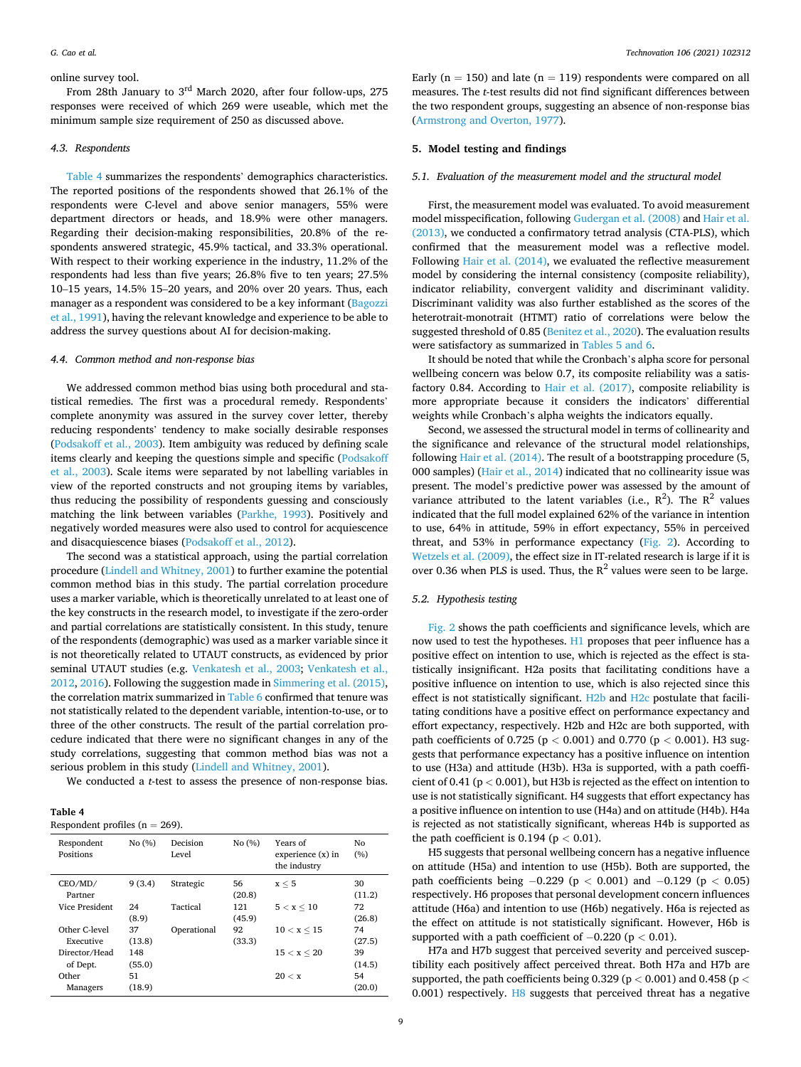online survey tool.

From 28th January to 3rd March 2020, after four follow-ups, 275 responses were received of which 269 were useable, which met the minimum sample size requirement of 250 as discussed above.

### 4.3. Respondents

Table 4 summarizes the respondents' demographics characteristics. The reported positions of the respondents showed that 26.1% of the respondents were C-level and above senior managers, 55% were department directors or heads, and 18.9% were other managers. Regarding their decision-making responsibilities, 20.8% of the respondents answered strategic, 45.9% tactical, and 33.3% operational. With respect to their working experience in the industry, 11.2% of the respondents had less than five years; 26.8% five to ten years; 27.5% 10–15 years, 14.5% 15–20 years, and 20% over 20 years. Thus, each manager as a respondent was considered to be a key informant (Bagozzi et al., 1991), having the relevant knowledge and experience to be able to address the survey questions about AI for decision-making.

### 4.4. Common method and non-response bias

We addressed common method bias using both procedural and statistical remedies. The first was a procedural remedy. Respondents' complete anonymity was assured in the survey cover letter, thereby reducing respondents' tendency to make socially desirable responses (Podsakoff et al., 2003). Item ambiguity was reduced by defining scale items clearly and keeping the questions simple and specific (Podsakoff et al., 2003). Scale items were separated by not labelling variables in view of the reported constructs and not grouping items by variables, thus reducing the possibility of respondents guessing and consciously matching the link between variables (Parkhe, 1993). Positively and negatively worded measures were also used to control for acquiescence and disacquiescence biases (Podsakoff et al., 2012).

The second was a statistical approach, using the partial correlation procedure (Lindell and Whitney, 2001) to further examine the potential common method bias in this study. The partial correlation procedure uses a marker variable, which is theoretically unrelated to at least one of the key constructs in the research model, to investigate if the zero-order and partial correlations are statistically consistent. In this study, tenure of the respondents (demographic) was used as a marker variable since it is not theoretically related to UTAUT constructs, as evidenced by prior seminal UTAUT studies (e.g. Venkatesh et al., 2003; Venkatesh et al., 2012, 2016). Following the suggestion made in Simmering et al. (2015), the correlation matrix summarized in Table 6 confirmed that tenure was not statistically related to the dependent variable, intention-to-use, or to three of the other constructs. The result of the partial correlation procedure indicated that there were no significant changes in any of the study correlations, suggesting that common method bias was not a serious problem in this study (Lindell and Whitney, 2001).

We conducted a *t*-test to assess the presence of non-response bias.

**Table 4**
Respondent profiles ($n = 269$).

| Respondent Positions | No (%) | Decision Level | No (%) | Years of experience (x) in the industry | No (%) |
|---|---|---|---|---|---|
| CEO/MD/Partner | 9 (3.4) | Strategic | 56 (20.8) | $x \leq 5$ | 30 (11.2) |
| Vice President | 24 (8.9) | Tactical | 121 (45.9) | $5 < x \leq 10$ | 72 (26.8) |
| Other C-level Executive | 37 (13.8) | Operational | 92 (33.3) | $10 < x \leq 15$ | 74 (27.5) |
| Director/Head of Dept. | 148 (55.0) | | | $15 < x \leq 20$ | 39 (14.5) |
| Other Managers | 51 (18.9) | | | $20 < x$ | 54 (20.0) |

Early ($n = 150$) and late ($n = 119$) respondents were compared on all measures. The *t*-test results did not find significant differences between the two respondent groups, suggesting an absence of non-response bias (Armstrong and Overton, 1977).

## 5. Model testing and findings

### 5.1. Evaluation of the measurement model and the structural model

First, the measurement model was evaluated. To avoid measurement model misspecification, following Gudergan et al. (2008) and Hair et al. (2013), we conducted a confirmatory tetrad analysis (CTA-PLS), which confirmed that the measurement model was a reflective model. Following Hair et al. (2014), we evaluated the reflective measurement model by considering the internal consistency (composite reliability), indicator reliability, convergent validity and discriminant validity. Discriminant validity was also further established as the scores of the heterotrait-monotrait (HTMT) ratio of correlations were below the suggested threshold of 0.85 (Benitez et al., 2020). The evaluation results were satisfactory as summarized in Tables 5 and 6.

It should be noted that while the Cronbach's alpha score for personal wellbeing concern was below 0.7, its composite reliability was a satisfactory 0.84. According to Hair et al. (2017), composite reliability is more appropriate because it considers the indicators' differential weights while Cronbach's alpha weights the indicators equally.

Second, we assessed the structural model in terms of collinearity and the significance and relevance of the structural model relationships, following Hair et al. (2014). The result of a bootstrapping procedure (5, 000 samples) (Hair et al., 2014) indicated that no collinearity issue was present. The model's predictive power was assessed by the amount of variance attributed to the latent variables (i.e., $R^2$). The $R^2$ values indicated that the full model explained 62% of the variance in intention to use, 64% in attitude, 59% in effort expectancy, 55% in perceived threat, and 53% in performance expectancy (Fig. 2). According to Wetzels et al. (2009), the effect size in IT-related research is large if it is over 0.36 when PLS is used. Thus, the $R^2$ values were seen to be large.

### 5.2. Hypothesis testing

Fig. 2 shows the path coefficients and significance levels, which are now used to test the hypotheses. H1 proposes that peer influence has a positive effect on intention to use, which is rejected as the effect is statistically insignificant. H2a posits that facilitating conditions have a positive influence on intention to use, which is also rejected since this effect is not statistically significant. H2b and H2c postulate that facilitating conditions have a positive effect on performance expectancy and effort expectancy, respectively. H2b and H2c are both supported, with path coefficients of 0.725 ($p < 0.001$) and 0.770 ($p < 0.001$). H3 suggests that performance expectancy has a positive influence on intention to use (H3a) and attitude (H3b). H3a is supported, with a path coefficient of 0.41 ($p < 0.001$), but H3b is rejected as the effect on intention to use is not statistically significant. H4 suggests that effort expectancy has a positive influence on intention to use (H4a) and on attitude (H4b). H4a is rejected as not statistically significant, whereas H4b is supported as the path coefficient is 0.194 ($p < 0.01$).

H5 suggests that personal wellbeing concern has a negative influence on attitude (H5a) and intention to use (H5b). Both are supported, the path coefficients being $-0.229$ ($p < 0.001$) and $-0.129$ ($p < 0.05$) respectively. H6 proposes that personal development concern influences attitude (H6a) and intention to use (H6b) negatively. H6a is rejected as the effect on attitude is not statistically significant. However, H6b is supported with a path coefficient of $-0.220$ ($p < 0.01$).

H7a and H7b suggest that perceived severity and perceived susceptibility each positively affect perceived threat. Both H7a and H7b are supported, the path coefficients being 0.329 ($p < 0.001$) and 0.458 ($p < 0.001$) respectively. H8 suggests that perceived threat has a negative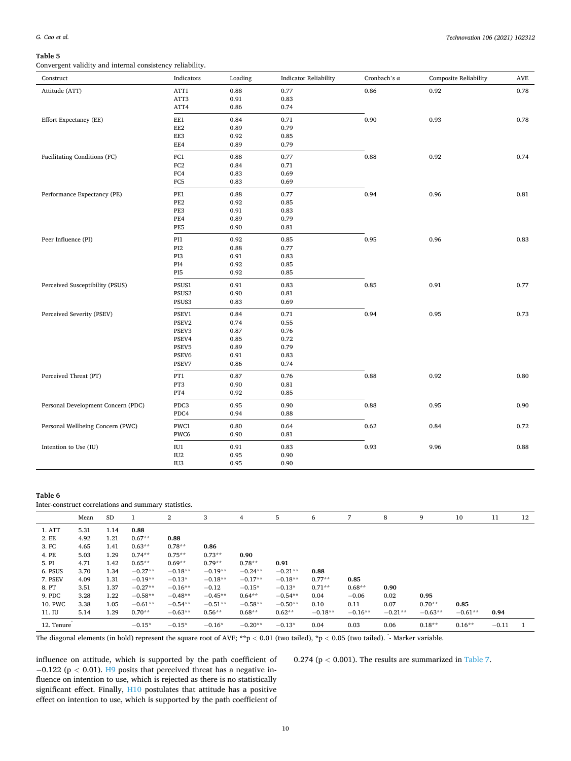**Table 5**

Convergent validity and internal consistency reliability.

| Construct | Indicators | Loading | Indicator Reliability | Cronbach's α | Composite Reliability | AVE |
|---|---|---|---|---|---|---|
| Attitude (ATT) | ATT1 | 0.88 | 0.77 | 0.86 | 0.92 | 0.78 |
| | ATT3 | 0.91 | 0.83 | | | |
| | ATT4 | 0.86 | 0.74 | | | |
| Effort Expectancy (EE) | EE1 | 0.84 | 0.71 | 0.90 | 0.93 | 0.78 |
| | EE2 | 0.89 | 0.79 | | | |
| | EE3 | 0.92 | 0.85 | | | |
| | EE4 | 0.89 | 0.79 | | | |
| Facilitating Conditions (FC) | FC1 | 0.88 | 0.77 | 0.88 | 0.92 | 0.74 |
| | FC2 | 0.84 | 0.71 | | | |
| | FC4 | 0.83 | 0.69 | | | |
| | FC5 | 0.83 | 0.69 | | | |
| Performance Expectancy (PE) | PE1 | 0.88 | 0.77 | 0.94 | 0.96 | 0.81 |
| | PE2 | 0.92 | 0.85 | | | |
| | PE3 | 0.91 | 0.83 | | | |
| | PE4 | 0.89 | 0.79 | | | |
| | PE5 | 0.90 | 0.81 | | | |
| Peer Influence (PI) | PI1 | 0.92 | 0.85 | 0.95 | 0.96 | 0.83 |
| | PI2 | 0.88 | 0.77 | | | |
| | PI3 | 0.91 | 0.83 | | | |
| | PI4 | 0.92 | 0.85 | | | |
| | PI5 | 0.92 | 0.85 | | | |
| Perceived Susceptibility (PSUS) | PSUS1 | 0.91 | 0.83 | 0.85 | 0.91 | 0.77 |
| | PSUS2 | 0.90 | 0.81 | | | |
| | PSUS3 | 0.83 | 0.69 | | | |
| Perceived Severity (PSEV) | PSEV1 | 0.84 | 0.71 | 0.94 | 0.95 | 0.73 |
| | PSEV2 | 0.74 | 0.55 | | | |
| | PSEV3 | 0.87 | 0.76 | | | |
| | PSEV4 | 0.85 | 0.72 | | | |
| | PSEV5 | 0.89 | 0.79 | | | |
| | PSEV6 | 0.91 | 0.83 | | | |
| | PSEV7 | 0.86 | 0.74 | | | |
| Perceived Threat (PT) | PT1 | 0.87 | 0.76 | 0.88 | 0.92 | 0.80 |
| | PT3 | 0.90 | 0.81 | | | |
| | PT4 | 0.92 | 0.85 | | | |
| Personal Development Concern (PDC) | PDC3 | 0.95 | 0.90 | 0.88 | 0.95 | 0.90 |
| | PDC4 | 0.94 | 0.88 | | | |
| Personal Wellbeing Concern (PWC) | PWC1 | 0.80 | 0.64 | 0.62 | 0.84 | 0.72 |
| | PWC6 | 0.90 | 0.81 | | | |
| Intention to Use (IU) | IU1 | 0.91 | 0.83 | 0.93 | 9.96 | 0.88 |
| | IU2 | 0.95 | 0.90 | | | |
| | IU3 | 0.95 | 0.90 | | | |

**Table 6**

Inter-construct correlations and summary statistics.

| | Mean | SD | 1 | 2 | 3 | 4 | 5 | 6 | 7 | 8 | 9 | 10 | 11 | 12 |
|---|---|---|---|---|---|---|---|---|---|---|---|---|---|---|
| 1. ATT | 5.31 | 1.14 | **0.88** | | | | | | | | | | | |
| 2. EE | 4.92 | 1.21 | 0.67** | **0.88** | | | | | | | | | | |
| 3. FC | 4.65 | 1.41 | 0.63** | 0.78** | **0.86** | | | | | | | | | |
| 4. PE | 5.03 | 1.29 | 0.74** | 0.75** | 0.73** | **0.90** | | | | | | | | |
| 5. PI | 4.71 | 1.42 | 0.65** | 0.69** | 0.79** | 0.78** | **0.91** | | | | | | | |
| 6. PSUS | 3.70 | 1.34 | −0.27** | −0.18** | −0.19** | −0.24** | −0.21** | **0.88** | | | | | | |
| 7. PSEV | 4.09 | 1.31 | −0.19** | −0.13* | −0.18** | −0.17** | −0.18** | 0.77** | **0.85** | | | | | |
| 8. PT | 3.51 | 1.37 | −0.27** | −0.16** | −0.12 | −0.15* | −0.13* | 0.71** | 0.68** | **0.90** | | | | |
| 9. PDC | 3.28 | 1.22 | −0.58** | −0.48** | −0.45** | 0.64** | −0.54** | 0.04 | −0.06 | 0.02 | **0.95** | | | |
| 10. PWC | 3.38 | 1.05 | −0.61** | −0.54** | −0.51** | −0.58** | −0.50** | 0.10 | 0.11 | 0.07 | 0.70** | **0.85** | | |
| 11. IU | 5.14 | 1.29 | 0.70** | −0.63** | 0.56** | 0.68** | 0.62** | −0.18** | −0.16** | −0.21** | −0.63** | −0.61** | **0.94** | |
| 12. Tenure^ | | | −0.15* | −0.15* | −0.16* | −0.20** | −0.13* | 0.04 | 0.03 | 0.06 | 0.18** | 0.16** | −0.11 | 1 |

The diagonal elements (in bold) represent the square root of AVE; **p < 0.01 (two tailed), *p < 0.05 (two tailed). ^- Marker variable.

influence on attitude, which is supported by the path coefficient of −0.122 ($p < 0.01$). H9 posits that perceived threat has a negative influence on intention to use, which is rejected as there is no statistically significant effect. Finally, H10 postulates that attitude has a positive effect on intention to use, which is supported by the path coefficient of 0.274 ($p < 0.001$). The results are summarized in Table 7.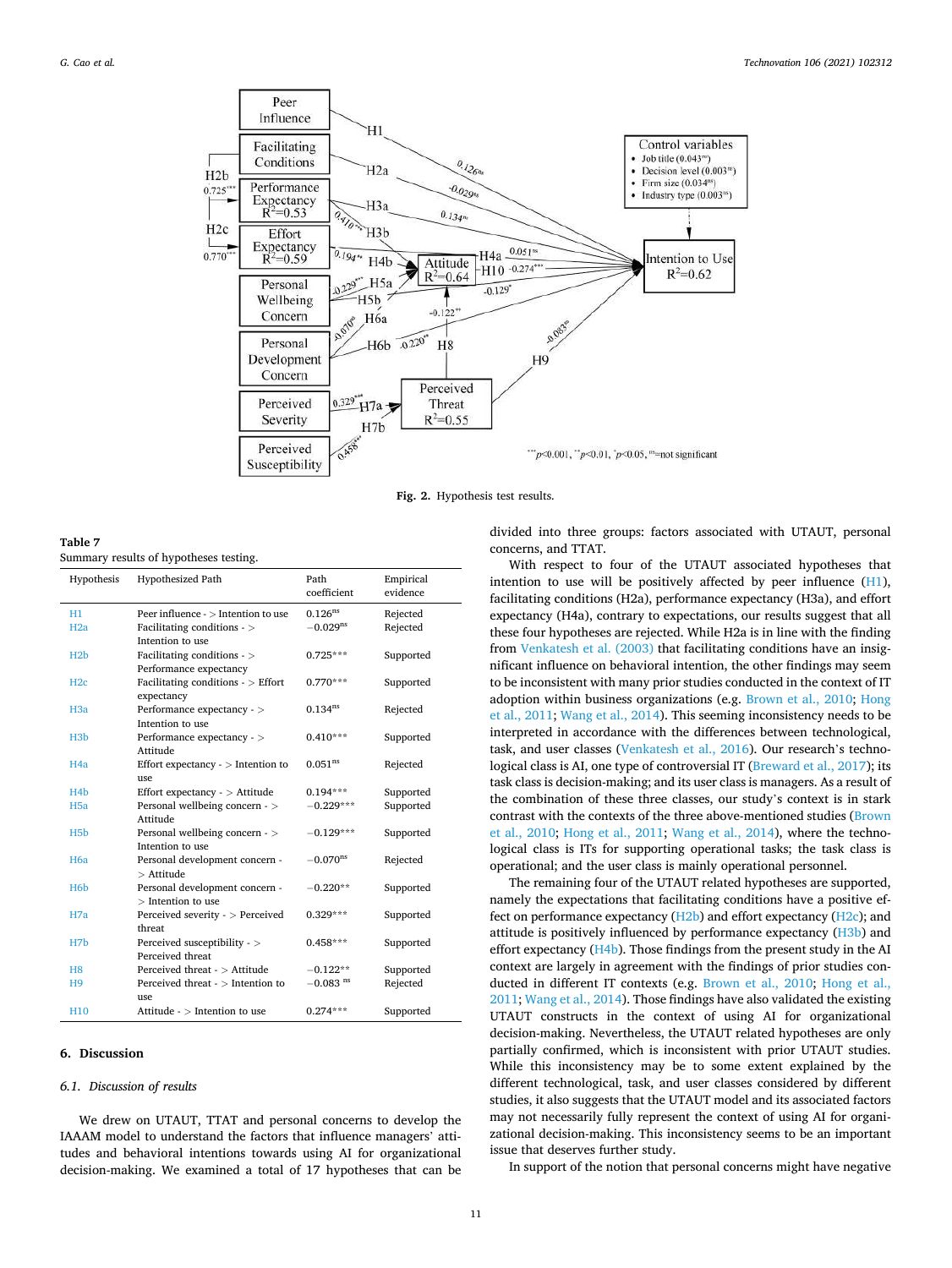Fig. 2. Hypothesis test results.

Table 7
Summary results of hypotheses testing.

| Hypothesis | Hypothesized Path | Path coefficient | Empirical evidence |
|---|---|---|---|
| H1 | Peer influence - > Intention to use | 0.126ns | Rejected |
| H2a | Facilitating conditions - > Intention to use | −0.029ns | Rejected |
| H2b | Facilitating conditions - > Performance expectancy | 0.725*** | Supported |
| H2c | Facilitating conditions - > Effort expectancy | 0.770*** | Supported |
| H3a | Performance expectancy - > Intention to use | 0.134ns | Rejected |
| H3b | Performance expectancy - > Attitude | 0.410*** | Supported |
| H4a | Effort expectancy - > Intention to use | 0.051ns | Rejected |
| H4b | Effort expectancy - > Attitude | 0.194*** | Supported |
| H5a | Personal wellbeing concern - > Attitude | −0.229*** | Supported |
| H5b | Personal wellbeing concern - > Intention to use | −0.129*** | Supported |
| H6a | Personal development concern - > Attitude | −0.070ns | Rejected |
| H6b | Personal development concern - > Intention to use | −0.220** | Supported |
| H7a | Perceived severity - > Perceived threat | 0.329*** | Supported |
| H7b | Perceived susceptibility - > Perceived threat | 0.458*** | Supported |
| H8 | Perceived threat - > Attitude | −0.122** | Supported |
| H9 | Perceived threat - > Intention to use | −0.083 ns | Rejected |
| H10 | Attitude - > Intention to use | 0.274*** | Supported |

## 6. Discussion

### 6.1. Discussion of results

We drew on UTAUT, TTAT and personal concerns to develop the IAAAM model to understand the factors that influence managers' attitudes and behavioral intentions towards using AI for organizational decision-making. We examined a total of 17 hypotheses that can be divided into three groups: factors associated with UTAUT, personal concerns, and TTAT.

With respect to four of the UTAUT associated hypotheses that intention to use will be positively affected by peer influence (H1), facilitating conditions (H2a), performance expectancy (H3a), and effort expectancy (H4a), contrary to expectations, our results suggest that all these four hypotheses are rejected. While H2a is in line with the finding from Venkatesh et al. (2003) that facilitating conditions have an insignificant influence on behavioral intention, the other findings may seem to be inconsistent with many prior studies conducted in the context of IT adoption within business organizations (e.g. Brown et al., 2010; Hong et al., 2011; Wang et al., 2014). This seeming inconsistency needs to be interpreted in accordance with the differences between technological, task, and user classes (Venkatesh et al., 2016). Our research's technological class is AI, one type of controversial IT (Breward et al., 2017); its task class is decision-making; and its user class is managers. As a result of the combination of these three classes, our study's context is in stark contrast with the contexts of the three above-mentioned studies (Brown et al., 2010; Hong et al., 2011; Wang et al., 2014), where the technological class is ITs for supporting operational tasks; the task class is operational; and the user class is mainly operational personnel.

The remaining four of the UTAUT related hypotheses were supported, namely the expectations that facilitating conditions have a positive effect on performance expectancy (H2b) and effort expectancy (H2c); and attitude is positively influenced by performance expectancy (H3b) and effort expectancy (H4b). Those findings from the present study in the AI context are largely in agreement with the findings of prior studies conducted in different IT contexts (e.g. Brown et al., 2010; Hong et al., 2011; Wang et al., 2014). Those findings have also validated the existing UTAUT constructs in the context of using AI for organizational decision-making. Nevertheless, the UTAUT related hypotheses are only partially confirmed, which is inconsistent with prior UTAUT studies. While this inconsistency may be to some extent explained by the different technological, task, and user classes considered by different studies, it also suggests that the UTAUT model and its associated factors may not necessarily fully represent the context of using AI for organizational decision-making. This inconsistency seems to be an important issue that deserves further study.

In support of the notion that personal concerns might have negative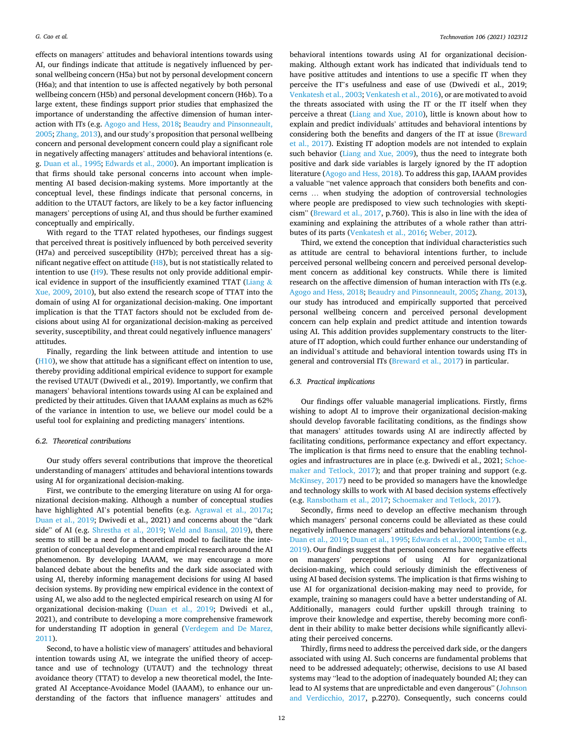effects on managers' attitudes and behavioral intentions towards using AI, our findings indicate that attitude is negatively influenced by personal wellbeing concern (H5a) but not by personal development concern (H6a); and that intention to use is affected negatively by both personal wellbeing concern (H5b) and personal development concern (H6b). To a large extent, these findings support prior studies that emphasized the importance of understanding the affective dimension of human interaction with ITs (e.g. Agogo and Hess, 2018; Beaudry and Pinsonneault, 2005; Zhang, 2013), and our study's proposition that personal wellbeing concern and personal development concern could play a significant role in negatively affecting managers' attitudes and behavioral intentions (e. g. Duan et al., 1995; Edwards et al., 2000). An important implication is that firms should take personal concerns into account when implementing AI based decision-making systems. More importantly at the conceptual level, these findings indicate that personal concerns, in addition to the UTAUT factors, are likely to be a key factor influencing managers' perceptions of using AI, and thus should be further examined conceptually and empirically.

With regard to the TTAT related hypotheses, our findings suggest that perceived threat is positively influenced by both perceived severity (H7a) and perceived susceptibility (H7b); perceived threat has a significant negative effect on attitude (H8), but is not statistically related to intention to use (H9). These results not only provide additional empirical evidence in support of the insufficiently examined TTAT (Liang & Xue, 2009, 2010), but also extend the research scope of TTAT into the domain of using AI for organizational decision-making. One important implication is that the TTAT factors should not be excluded from decisions about using AI for organizational decision-making as perceived severity, susceptibility, and threat could negatively influence managers' attitudes.

Finally, regarding the link between attitude and intention to use (H10), we show that attitude has a significant effect on intention to use, thereby providing additional empirical evidence to support for example the revised UTAUT (Dwivedi et al., 2019). Importantly, we confirm that managers' behavioral intentions towards using AI can be explained and predicted by their attitudes. Given that IAAAM explains as much as 62% of the variance in intention to use, we believe our model could be a useful tool for explaining and predicting managers' intentions.

### 6.2. Theoretical contributions

Our study offers several contributions that improve the theoretical understanding of managers' attitudes and behavioral intentions towards using AI for organizational decision-making.

First, we contribute to the emerging literature on using AI for organizational decision-making. Although a number of conceptual studies have highlighted AI's potential benefits (e.g. Agrawal et al., 2017a; Duan et al., 2019; Dwivedi et al., 2021) and concerns about the "dark side" of AI (e.g. Shrestha et al., 2019; Weld and Bansal, 2019), there seems to still be a need for a theoretical model to facilitate the integration of conceptual development and empirical research around the AI phenomenon. By developing IAAAM, we may encourage a more balanced debate about the benefits and the dark side associated with using AI, thereby informing management decisions for using AI based decision systems. By providing new empirical evidence in the context of using AI, we also add to the neglected empirical research on using AI for organizational decision-making (Duan et al., 2019; Dwivedi et al., 2021), and contribute to developing a more comprehensive framework for understanding IT adoption in general (Verdegem and De Marez, 2011).

Second, to have a holistic view of managers' attitudes and behavioral intention towards using AI, we integrate the unified theory of acceptance and use of technology (UTAUT) and the technology threat avoidance theory (TTAT) to develop a new theoretical model, the Integrated AI Acceptance-Avoidance Model (IAAAM), to enhance our understanding of the factors that influence managers' attitudes and behavioral intentions towards using AI for organizational decision-making. Although extant work has indicated that individuals tend to have positive attitudes and intentions to use a specific IT when they perceive the IT's usefulness and ease of use (Dwivedi et al., 2019; Venkatesh et al., 2003; Venkatesh et al., 2016), or are motivated to avoid the threats associated with using the IT or the IT itself when they perceive a threat (Liang and Xue, 2010), little is known about how to explain and predict individuals' attitudes and behavioral intentions by considering both the benefits and dangers of the IT at issue (Breward et al., 2017). Existing IT adoption models are not intended to explain such behavior (Liang and Xue, 2009), thus the need to integrate both positive and dark side variables is largely ignored by the IT adoption literature (Agogo and Hess, 2018). To address this gap, IAAAM provides a valuable "net valence approach that considers both benefits and concerns … when studying the adoption of controversial technologies where people are predisposed to view such technologies with skepticism" (Breward et al., 2017, p.760). This is also in line with the idea of examining and explaining the attributes of a whole rather than attributes of its parts (Venkatesh et al., 2016; Weber, 2012).

Third, we extend the conception that individual characteristics such as attitude are central to behavioral intentions further, to include perceived personal wellbeing concern and perceived personal development concern as additional key constructs. While there is limited research on the affective dimension of human interaction with ITs (e.g. Agogo and Hess, 2018; Beaudry and Pinsonneault, 2005; Zhang, 2013), our study has introduced and empirically supported that perceived personal wellbeing concern and perceived personal development concern can help explain and predict attitude and intention towards using AI. This addition provides supplementary constructs to the literature of IT adoption, which could further enhance our understanding of an individual's attitude and behavioral intention towards using ITs in general and controversial ITs (Breward et al., 2017) in particular.

### 6.3. Practical implications

Our findings offer valuable managerial implications. Firstly, firms wishing to adopt AI to improve their organizational decision-making should develop favorable facilitating conditions, as the findings show that managers' attitudes towards using AI are indirectly affected by facilitating conditions, performance expectancy and effort expectancy. The implication is that firms need to ensure that the enabling technologies and infrastructures are in place (e.g. Dwivedi et al., 2021; Schoemaker and Tetlock, 2017); and that proper training and support (e.g. McKinsey, 2017) need to be provided so managers have the knowledge and technology skills to work with AI based decision systems effectively (e.g. Ransbotham et al., 2017; Schoemaker and Tetlock, 2017).

Secondly, firms need to develop an effective mechanism through which managers' personal concerns could be alleviated as these could negatively influence managers' attitudes and behavioral intentions (e.g. Duan et al., 2019; Duan et al., 1995; Edwards et al., 2000; Tambe et al., 2019). Our findings suggest that personal concerns have negative effects on managers' perceptions of using AI for organizational decision-making, which could seriously diminish the effectiveness of using AI based decision systems. The implication is that firms wishing to use AI for organizational decision-making may need to provide, for example, training so managers could have a better understanding of AI. Additionally, managers could further upskill through training to improve their knowledge and expertise, thereby becoming more confident in their ability to make better decisions while significantly alleviating their perceived concerns.

Thirdly, firms need to address the perceived dark side, or the dangers associated with using AI. Such concerns are fundamental problems that need to be addressed adequately; otherwise, decisions to use AI based systems may "lead to the adoption of inadequately bounded AI; they can lead to AI systems that are unpredictable and even dangerous" (Johnson and Verdicchio, 2017, p.2270). Consequently, such concerns could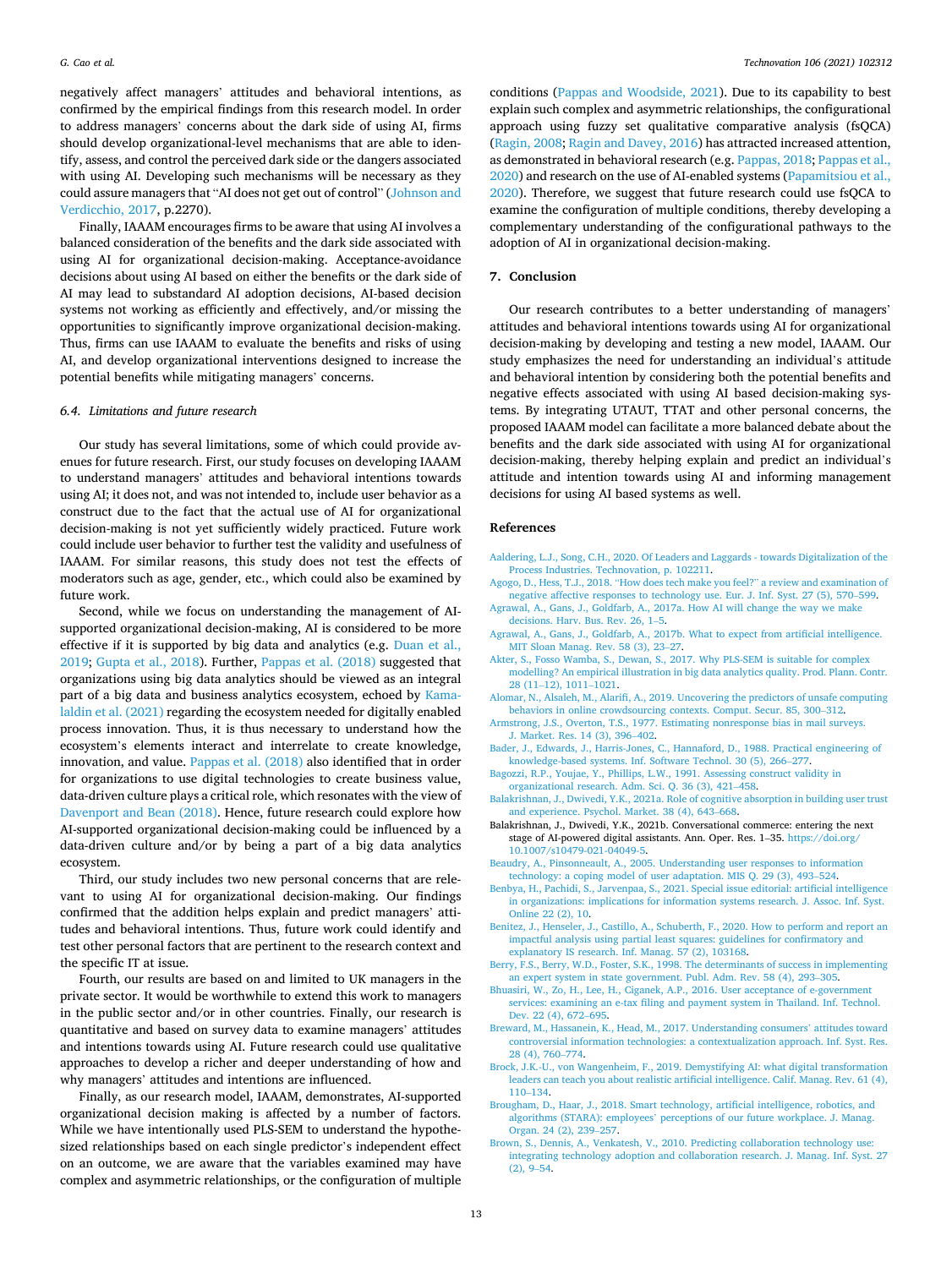negatively affect managers' attitudes and behavioral intentions, as confirmed by the empirical findings from this research model. In order to address managers' concerns about the dark side of using AI, firms should develop organizational-level mechanisms that are able to identify, assess, and control the perceived dark side or the dangers associated with using AI. Developing such mechanisms will be necessary as they could assure managers that "AI does not get out of control" (Johnson and Verdicchio, 2017, p.2270).

Finally, IAAAM encourages firms to be aware that using AI involves a balanced consideration of the benefits and the dark side associated with using AI for organizational decision-making. Acceptance-avoidance decisions about using AI based on either the benefits or the dark side of AI may lead to substandard AI adoption decisions, AI-based decision systems not working as efficiently and effectively, and/or missing the opportunities to significantly improve organizational decision-making. Thus, firms can use IAAAM to evaluate the benefits and risks of using AI, and develop organizational interventions designed to increase the potential benefits while mitigating managers' concerns.

### 6.4. Limitations and future research

Our study has several limitations, some of which could provide avenues for future research. First, our study focuses on developing IAAAM to understand managers' attitudes and behavioral intentions towards using AI; it does not, and was not intended to, include user behavior as a construct due to the fact that the actual use of AI for organizational decision-making is not yet sufficiently widely practiced. Future work could include user behavior to further test the validity and usefulness of IAAAM. For similar reasons, this study does not test the effects of moderators such as age, gender, etc., which could also be examined by future work.

Second, while we focus on understanding the management of AI-supported organizational decision-making, AI is considered to be more effective if it is supported by big data and analytics (e.g. Duan et al., 2019; Gupta et al., 2018). Further, Pappas et al. (2018) suggested that organizations using big data analytics should be viewed as an integral part of a big data and business analytics ecosystem, echoed by Kamaldin et al. (2021) regarding the ecosystem needed for digitally enabled process innovation. Thus, it is thus necessary to understand how the ecosystem's elements interact and interrelate to create knowledge, innovation, and value. Pappas et al. (2018) also identified that in order for organizations to use digital technologies to create business value, data-driven culture plays a critical role, which resonates with the view of Davenport and Bean (2018). Hence, future research could explore how AI-supported organizational decision-making could be influenced by a data-driven culture and/or by being a part of a big data analytics ecosystem.

Third, our study includes two new personal concerns that are relevant to using AI for organizational decision-making. Our findings confirmed that the addition helps explain and predict managers' attitudes and behavioral intentions. Thus, future work could identify and test other personal factors that are pertinent to the research context and the specific IT at issue.

Fourth, our results are based on and limited to UK managers in the private sector. It would be worthwhile to extend this work to managers in the public sector and/or in other countries. Finally, our research is quantitative and based on survey data to examine managers' attitudes and intentions towards using AI. Future research could use qualitative approaches to develop a richer and deeper understanding of how and why managers' attitudes and intentions are influenced.

Finally, as our research model, IAAAM, demonstrates, AI-supported organizational decision making is affected by a number of factors. While we have intentionally used PLS-SEM to understand the hypothesized relationships based on each single predictor's independent effect on an outcome, we are aware that the variables examined may have complex and asymmetric relationships, or the configuration of multiple conditions (Pappas and Woodside, 2021). Due to its capability to best explain such complex and asymmetric relationships, the configurational approach using fuzzy set qualitative comparative analysis (fsQCA) (Ragin, 2008; Ragin and Davey, 2016) has attracted increased attention, as demonstrated in behavioral research (e.g. Pappas, 2018; Pappas et al., 2020) and research on the use of AI-enabled systems (Papamitsiou et al., 2020). Therefore, we suggest that future research could use fsQCA to examine the configuration of multiple conditions, thereby developing a complementary understanding of the configurational pathways to the adoption of AI in organizational decision-making.

## 7. Conclusion

Our research contributes to a better understanding of managers' attitudes and behavioral intentions towards using AI for organizational decision-making by developing and testing a new model, IAAAM. Our study emphasizes the need for understanding an individual's attitude and behavioral intention by considering both the potential benefits and negative effects associated with using AI based decision-making systems. By integrating UTAUT, TTAT and other personal concerns, the proposed IAAAM model can facilitate a more balanced debate about the benefits and the dark side associated with using AI for organizational decision-making, thereby helping explain and predict an individual's attitude and intention towards using AI and informing management decisions for using AI based systems as well.

## References

Aaldering, L.J., Song, C.H., 2020. Of Leaders and Laggards - towards Digitalization of the Process Industries. Technovation, p. 102211.

Agogo, D., Hess, T.J., 2018. "How does tech make you feel?" a review and examination of negative affective responses to technology use. Eur. J. Inf. Syst. 27 (5), 570–599.

Agrawal, A., Gans, J., Goldfarb, A., 2017a. How AI will change the way we make decisions. Harv. Bus. Rev. 26, 1–5.

Agrawal, A., Gans, J., Goldfarb, A., 2017b. What to expect from artificial intelligence. MIT Sloan Manag. Rev. 58 (3), 23–27.

Akter, S., Fosso Wamba, S., Dewan, S., 2017. Why PLS-SEM is suitable for complex modelling? An empirical illustration in big data analytics quality. Prod. Plann. Contr. 28 (11–12), 1011–1021.

Alomar, N., Alsaleh, M., Alarifi, A., 2019. Uncovering the predictors of unsafe computing behaviors in online crowdsourcing contexts. Comput. Secur. 85, 300–312.

Armstrong, J.S., Overton, T.S., 1977. Estimating nonresponse bias in mail surveys. J. Market. Res. 14 (3), 396–402.

Bader, J., Edwards, J., Harris-Jones, C., Hannaford, D., 1988. Practical engineering of knowledge-based systems. Inf. Software Technol. 30 (5), 266–277.

Bagozzi, R.P., Youjae, Y., Phillips, L.W., 1991. Assessing construct validity in organizational research. Adm. Sci. Q. 36 (3), 421–458.

Balakrishnan, J., Dwivedi, Y.K., 2021a. Role of cognitive absorption in building user trust and experience. Psychol. Market. 38 (4), 643–668.

Balakrishnan, J., Dwivedi, Y.K., 2021b. Conversational commerce: entering the next stage of AI-powered digital assistants. Ann. Oper. Res. 1–35. https://doi.org/10.1007/s10479-021-04049-5.

Beaudry, A., Pinsonneault, A., 2005. Understanding user responses to information technology: a coping model of user adaptation. MIS Q. 29 (3), 493–524.

Benbya, H., Pachidi, S., Jarvenpaa, S., 2021. Special issue editorial: artificial intelligence in organizations: implications for information systems research. J. Assoc. Inf. Syst. Online 22 (2), 10.

Benitez, J., Henseler, J., Castillo, A., Schuberth, F., 2020. How to perform and report an impactful analysis using partial least squares: guidelines for confirmatory and explanatory IS research. Inf. Manag. 57 (2), 103168.

Berry, F.S., Berry, W.D., Foster, S.K., 1998. The determinants of success in implementing an expert system in state government. Publ. Adm. Rev. 58 (4), 293–305.

Bhuasiri, W., Zo, H., Lee, H., Ciganek, A.P., 2016. User acceptance of e-government services: examining an e-tax filing and payment system in Thailand. Inf. Technol. Dev. 22 (4), 672–695.

Breward, M., Hassanein, K., Head, M., 2017. Understanding consumers' attitudes toward controversial information technologies: a contextualization approach. Inf. Syst. Res. 28 (4), 760–774.

Brock, J.K.-U., von Wangenheim, F., 2019. Demystifying AI: what digital transformation leaders can teach you about realistic artificial intelligence. Calif. Manag. Rev. 61 (4), 110–134.

Brougham, D., Haar, J., 2018. Smart technology, artificial intelligence, robotics, and algorithms (STARA): employees' perceptions of our future workplace. J. Manag. Organ. 24 (2), 239–257.

Brown, S., Dennis, A., Venkatesh, V., 2010. Predicting collaboration technology use: integrating technology adoption and collaboration research. J. Manag. Inf. Syst. 27 (2), 9–54.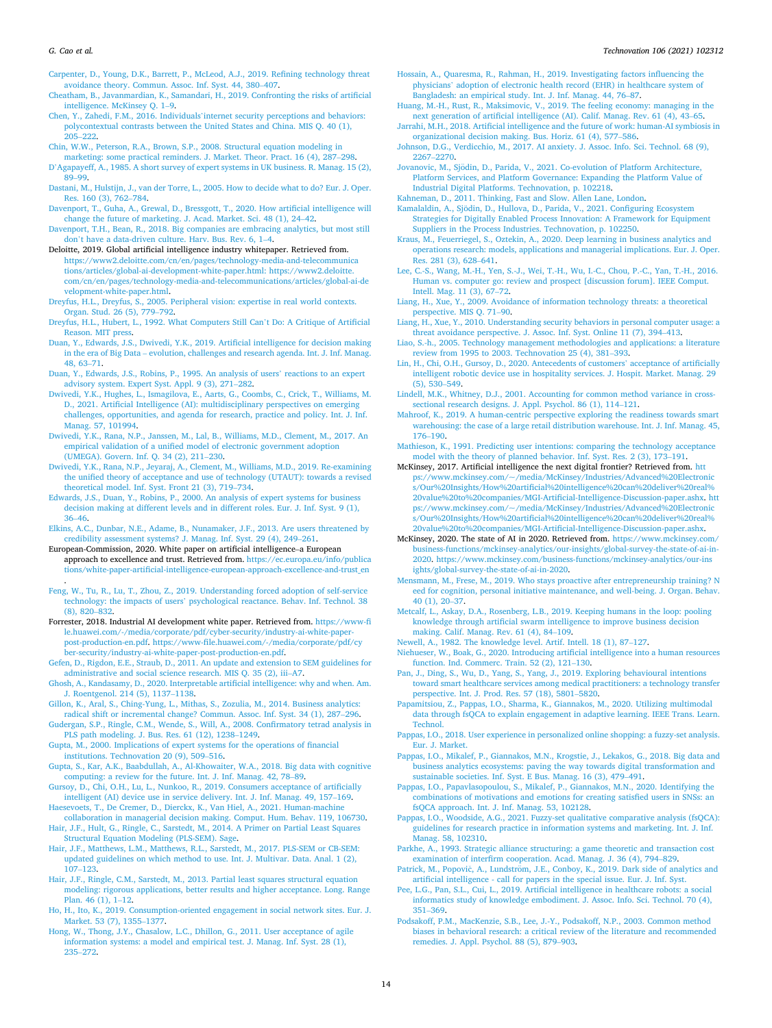Carpenter, D., Young, D.K., Barrett, P., McLeod, A.J., 2019. Refining technology threat avoidance theory. Commun. Assoc. Inf. Syst. 44, 380–407.

Cheatham, B., Javanmardian, K., Samandari, H., 2019. Confronting the risks of artificial intelligence. McKinsey Q. 1–9.

Chen, Y., Zahedi, F.M., 2016. Individuals'internet security perceptions and behaviors: polycontextual contrasts between the United States and China. MIS Q. 40 (1), 205–222.

Chin, W.W., Peterson, R.A., Brown, S.P., 2008. Structural equation modeling in marketing: some practical reminders. J. Market. Theor. Pract. 16 (4), 287–298.

D'Agapayeff, A., 1985. A short survey of expert systems in UK business. R. Manag. 15 (2), 89–99.

Dastani, M., Hulstijn, J., van der Torre, L., 2005. How to decide what to do? Eur. J. Oper. Res. 160 (3), 762–784.

Davenport, T., Guha, A., Grewal, D., Bressgott, T., 2020. How artificial intelligence will change the future of marketing. J. Acad. Market. Sci. 48 (1), 24–42.

Davenport, T.H., Bean, R., 2018. Big companies are embracing analytics, but most still don't have a data-driven culture. Harv. Bus. Rev. 6, 1–4.

Deloitte, 2019. Global artificial intelligence industry whitepaper. Retrieved from. https://www2.deloitte.com/cn/en/pages/technology-media-and-telecommunications/articles/global-ai-development-white-paper.html: https://www2.deloitte.com/cn/en/pages/technology-media-and-telecommunications/articles/global-ai-development-white-paper.html.

Dreyfus, H.L., Dreyfus, S., 2005. Peripheral vision: expertise in real world contexts. Organ. Stud. 26 (5), 779–792.

Dreyfus, H.L., Hubert, L., 1992. What Computers Still Can't Do: A Critique of Artificial Reason. MIT press.

Duan, Y., Edwards, J.S., Dwivedi, Y.K., 2019. Artificial intelligence for decision making in the era of Big Data – evolution, challenges and research agenda. Int. J. Inf. Manag. 48, 63–71.

Duan, Y., Edwards, J.S., Robins, P., 1995. An analysis of users' reactions to an expert advisory system. Expert Syst. Appl. 9 (3), 271–282.

Dwivedi, Y.K., Hughes, L., Ismagilova, E., Aarts, G., Coombs, C., Crick, T., Williams, M. D., 2021. Artificial Intelligence (AI): multidisciplinary perspectives on emerging challenges, opportunities, and agenda for research, practice and policy. Int. J. Inf. Manag. 57, 101994.

Dwivedi, Y.K., Rana, N.P., Janssen, M., Lal, B., Williams, M.D., Clement, M., 2017. An empirical validation of a unified model of electronic government adoption (UMEGA). Govern. Inf. Q. 34 (2), 211–230.

Dwivedi, Y.K., Rana, N.P., Jeyaraj, A., Clement, M., Williams, M.D., 2019. Re-examining the unified theory of acceptance and use of technology (UTAUT): towards a revised theoretical model. Inf. Syst. Front 21 (3), 719–734.

Edwards, J.S., Duan, Y., Robins, P., 2000. An analysis of expert systems for business decision making at different levels and in different roles. Eur. J. Inf. Syst. 9 (1), 36–46.

Elkins, A.C., Dunbar, N.E., Adame, B., Nunamaker, J.F., 2013. Are users threatened by credibility assessment systems? J. Manag. Inf. Syst. 29 (4), 249–261.

European-Commission, 2020. White paper on artificial intelligence–a European approach to excellence and trust. Retrieved from. https://ec.europa.eu/info/publications/white-paper-artificial-intelligence-european-approach-excellence-and-trust_en.

Feng, W., Tu, R., Lu, T., Zhou, Z., 2019. Understanding forced adoption of self-service technology: the impacts of users' psychological reactance. Behav. Inf. Technol. 38 (8), 820–832.

Forrester, 2018. Industrial AI development white paper. Retrieved from. https://www-file.huawei.com/-/media/corporate/pdf/cyber-security/industry-ai-white-paper-post-production-en.pdf. https://www-file.huawei.com/-/media/corporate/pdf/cyber-security/industry-ai-white-paper-post-production-en.pdf.

Gefen, D., Rigdon, E.E., Straub, D., 2011. An update and extension to SEM guidelines for administrative and social science research. MIS Q. 35 (2), iii–A7.

Ghosh, A., Kandasamy, D., 2020. Interpretable artificial intelligence: why and when. Am. J. Roentgenol. 214 (5), 1137–1138.

Gillon, K., Aral, S., Ching-Yung, L., Mithas, S., Zozulia, M., 2014. Business analytics: radical shift or incremental change? Commun. Assoc. Inf. Syst. 34 (1), 287–296.

Gudergan, S.P., Ringle, C.M., Wende, S., Will, A., 2008. Confirmatory tetrad analysis in PLS path modeling. J. Bus. Res. 61 (12), 1238–1249.

Gupta, M., 2000. Implications of expert systems for the operations of financial institutions. Technovation 20 (9), 509–516.

Gupta, S., Kar, A.K., Baabdullah, A., Al-Khowaiter, W.A., 2018. Big data with cognitive computing: a review for the future. Int. J. Inf. Manag. 42, 78–89.

Gursoy, D., Chi, O.H., Lu, L., Nunkoo, R., 2019. Consumers acceptance of artificially intelligent (AI) device use in service delivery. Int. J. Inf. Manag. 49, 157–169.

Haesevoets, T., De Cremer, D., Dierckx, K., Van Hiel, A., 2021. Human-machine collaboration in managerial decision making. Comput. Hum. Behav. 119, 106730.

Hair, J.F., Hult, G., Ringle, C., Sarstedt, M., 2014. A Primer on Partial Least Squares Structural Equation Modeling (PLS-SEM). Sage.

Hair, J.F., Matthews, L.M., Matthews, R.L., Sarstedt, M., 2017. PLS-SEM or CB-SEM: updated guidelines on which method to use. Int. J. Multivar. Data. Anal. 1 (2), 107–123.

Hair, J.F., Ringle, C.M., Sarstedt, M., 2013. Partial least squares structural equation modeling: rigorous applications, better results and higher acceptance. Long. Range Plan. 46 (1), 1–12.

Ho, H., Ito, K., 2019. Consumption-oriented engagement in social network sites. Eur. J. Market. 53 (7), 1355–1377.

Hong, W., Thong, J.Y., Chasalow, L.C., Dhillon, G., 2011. User acceptance of agile information systems: a model and empirical test. J. Manag. Inf. Syst. 28 (1), 235–272.

Hossain, A., Quaresma, R., Rahman, H., 2019. Investigating factors influencing the physicians' adoption of electronic health record (EHR) in healthcare system of Bangladesh: an empirical study. Int. J. Inf. Manag. 44, 76–87.

Huang, M.-H., Rust, R., Maksimovic, V., 2019. The feeling economy: managing in the next generation of artificial intelligence (AI). Calif. Manag. Rev. 61 (4), 43–65.

Jarrahi, M.H., 2018. Artificial intelligence and the future of work: human-AI symbiosis in organizational decision making. Bus. Horiz. 61 (4), 577–586.

Johnson, D.G., Verdicchio, M., 2017. AI anxiety. J. Assoc. Info. Sci. Technol. 68 (9), 2267–2270.

Jovanovic, M., Sjödin, D., Parida, V., 2021. Co-evolution of Platform Architecture, Platform Services, and Platform Governance: Expanding the Platform Value of Industrial Digital Platforms. Technovation, p. 102218.

Kahneman, D., 2011. Thinking, Fast and Slow. Allen Lane, London.

Kamalaldin, A., Sjödin, D., Hullova, D., Parida, V., 2021. Configuring Ecosystem Strategies for Digitally Enabled Process Innovation: A Framework for Equipment Suppliers in the Process Industries. Technovation, p. 102250.

Kraus, M., Feuerriegel, S., Oztekin, A., 2020. Deep learning in business analytics and operations research: models, applications and managerial implications. Eur. J. Oper. Res. 281 (3), 628–641.

Lee, C.-S., Wang, M.-H., Yen, S.-J., Wei, T.-H., Wu, I.-C., Chou, P.-C., Yan, T.-H., 2016. Human vs. computer go: review and prospect [discussion forum]. IEEE Comput. Intell. Mag. 11 (3), 67–72.

Liang, H., Xue, Y., 2009. Avoidance of information technology threats: a theoretical perspective. MIS Q. 71–90.

Liang, H., Xue, Y., 2010. Understanding security behaviors in personal computer usage: a threat avoidance perspective. J. Assoc. Inf. Syst. Online 11 (7), 394–413.

Liao, S.-h., 2005. Technology management methodologies and applications: a literature review from 1995 to 2003. Technovation 25 (4), 381–393.

Lin, H., Chi, O.H., Gursoy, D., 2020. Antecedents of customers' acceptance of artificially intelligent robotic device use in hospitality services. J. Hospit. Market. Manag. 29 (5), 530–549.

Lindell, M.K., Whitney, D.J., 2001. Accounting for common method variance in cross-sectional research designs. J. Appl. Psychol. 86 (1), 114–121.

Mahroof, K., 2019. A human-centric perspective exploring the readiness towards smart warehousing: the case of a large retail distribution warehouse. Int. J. Inf. Manag. 45, 176–190.

Mathieson, K., 1991. Predicting user intentions: comparing the technology acceptance model with the theory of planned behavior. Inf. Syst. Res. 2 (3), 173–191.

McKinsey, 2017. Artificial intelligence the next digital frontier? Retrieved from. https://www.mckinsey.com/~/media/McKinsey/Industries/Advanced%20Electronics/Our%20Insights/How%20artificial%20intelligence%20can%20deliver%20real%20value%20to%20companies/MGI-Artificial-Intelligence-Discussion-paper.ashx. https://www.mckinsey.com/~/media/McKinsey/Industries/Advanced%20Electronics/Our%20Insights/How%20artificial%20intelligence%20can%20deliver%20real%20value%20to%20companies/MGI-Artificial-Intelligence-Discussion-paper.ashx.

McKinsey, 2020. The state of AI in 2020. Retrieved from. https://www.mckinsey.com/business-functions/mckinsey-analytics/our-insights/global-survey-the-state-of-ai-in-2020. https://www.mckinsey.com/business-functions/mckinsey-analytics/our-insights/global-survey-the-state-of-ai-in-2020.

Mensmann, M., Frese, M., 2019. Who stays proactive after entrepreneurship training? Need for cognition, personal initiative maintenance, and well-being. J. Organ. Behav. 40 (1), 20–37.

Metcalf, L., Askay, D.A., Rosenberg, L.B., 2019. Keeping humans in the loop: pooling knowledge through artificial swarm intelligence to improve business decision making. Calif. Manag. Rev. 61 (4), 84–109.

Newell, A., 1982. The knowledge level. Artif. Intell. 18 (1), 87–127.

Niehueser, W., Boak, G., 2020. Introducing artificial intelligence into a human resources function. Ind. Commerc. Train. 52 (2), 121–130.

Pan, J., Ding, S., Wu, D., Yang, S., Yang, J., 2019. Exploring behavioural intentions toward smart healthcare services among medical practitioners: a technology transfer perspective. Int. J. Prod. Res. 57 (18), 5801–5820.

Papamitsiou, Z., Pappas, I.O., Sharma, K., Giannakos, M., 2020. Utilizing multimodal data through fsQCA to explain engagement in adaptive learning. IEEE Trans. Learn. Technol.

Pappas, I.O., 2018. User experience in personalized online shopping: a fuzzy-set analysis. Eur. J. Market.

Pappas, I.O., Mikalef, P., Giannakos, M.N., Krogstie, J., Lekakos, G., 2018. Big data and business analytics ecosystems: paving the way towards digital transformation and sustainable societies. Inf. Syst. E Bus. Manag. 16 (3), 479–491.

Pappas, I.O., Papavlasopoulou, S., Mikalef, P., Giannakos, M.N., 2020. Identifying the combinations of motivations and emotions for creating satisfied users in SNSs: an fsQCA approach. Int. J. Inf. Manag. 53, 102128.

Pappas, I.O., Woodside, A.G., 2021. Fuzzy-set qualitative comparative analysis (fsQCA): guidelines for research practice in information systems and marketing. Int. J. Inf. Manag. 58, 102310.

Parkhe, A., 1993. Strategic alliance structuring: a game theoretic and transaction cost examination of interfirm cooperation. Acad. Manag. J. 36 (4), 794–829.

Patrick, M., Popovič, A., Lundström, J.E., Conboy, K., 2019. Dark side of analytics and artificial intelligence - call for papers in the special issue. Eur. J. Inf. Syst.

Pee, L.G., Pan, S.L., Cui, L., 2019. Artificial intelligence in healthcare robots: a social informatics study of knowledge embodiment. J. Assoc. Info. Sci. Technol. 70 (4), 351–369.

Podsakoff, P.M., MacKenzie, S.B., Lee, J.-Y., Podsakoff, N.P., 2003. Common method biases in behavioral research: a critical review of the literature and recommended remedies. J. Appl. Psychol. 88 (5), 879–903.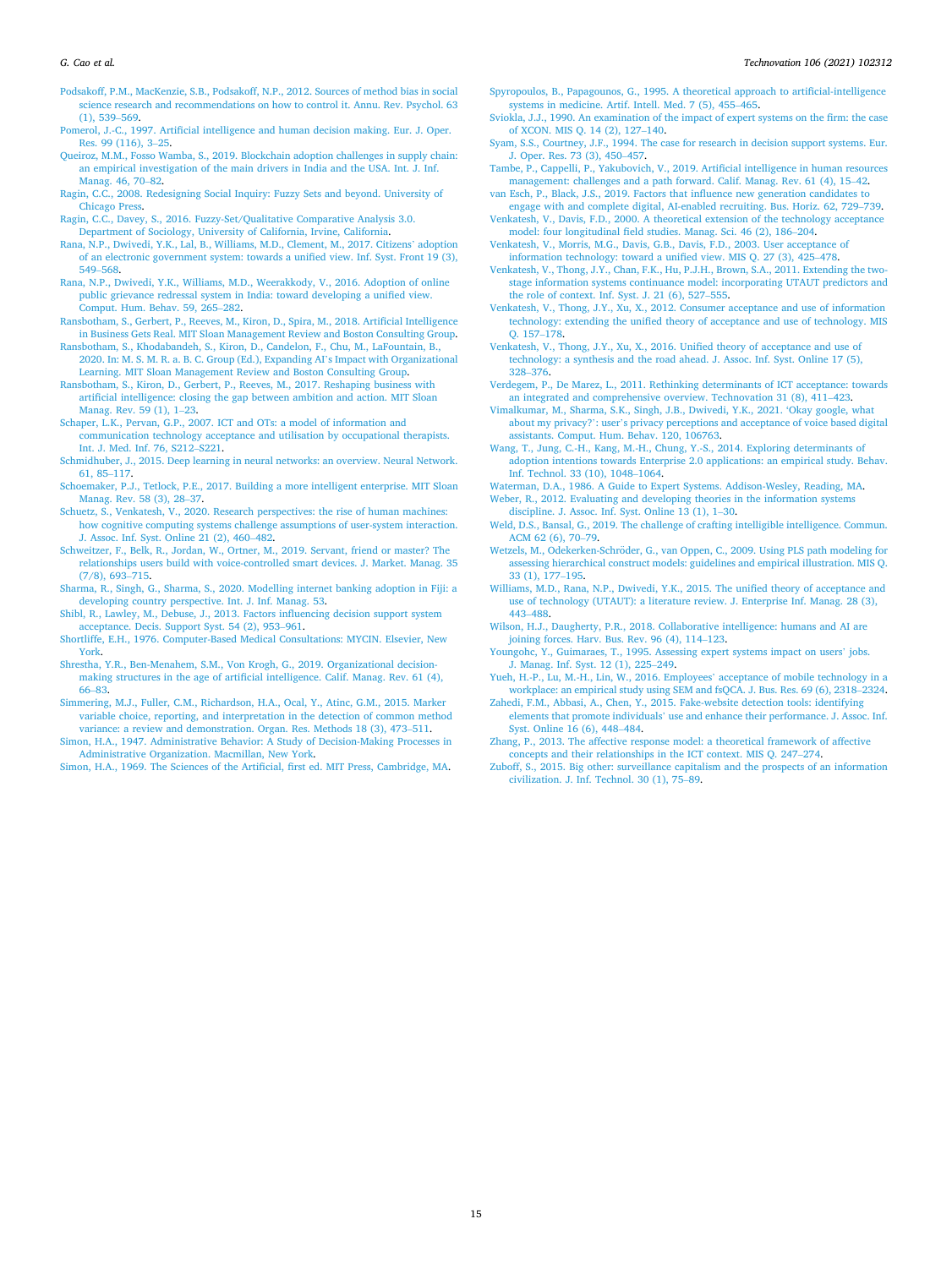Podsakoff, P.M., MacKenzie, S.B., Podsakoff, N.P., 2012. Sources of method bias in social science research and recommendations on how to control it. Annu. Rev. Psychol. 63 (1), 539–569.

Pomerol, J.-C., 1997. Artificial intelligence and human decision making. Eur. J. Oper. Res. 99 (116), 3–25.

Queiroz, M.M., Fosso Wamba, S., 2019. Blockchain adoption challenges in supply chain: an empirical investigation of the main drivers in India and the USA. Int. J. Inf. Manag. 46, 70–82.

Ragin, C.C., 2008. Redesigning Social Inquiry: Fuzzy Sets and beyond. University of Chicago Press.

Ragin, C.C., Davey, S., 2016. Fuzzy-Set/Qualitative Comparative Analysis 3.0. Department of Sociology, University of California, Irvine, California.

Rana, N.P., Dwivedi, Y.K., Lal, B., Williams, M.D., Clement, M., 2017. Citizens' adoption of an electronic government system: towards a unified view. Inf. Syst. Front 19 (3), 549–568.

Rana, N.P., Dwivedi, Y.K., Williams, M.D., Weerakkody, V., 2016. Adoption of online public grievance redressal system in India: toward developing a unified view. Comput. Hum. Behav. 59, 265–282.

Ransbotham, S., Gerbert, P., Reeves, M., Kiron, D., Spira, M., 2018. Artificial Intelligence in Business Gets Real. MIT Sloan Management Review and Boston Consulting Group.

Ransbotham, S., Khodabandeh, S., Kiron, D., Candelon, F., Chu, M., LaFountain, B., 2020. In: M. S. M. R. a. B. C. Group (Ed.), Expanding AI's Impact with Organizational Learning. MIT Sloan Management Review and Boston Consulting Group.

Ransbotham, S., Kiron, D., Gerbert, P., Reeves, M., 2017. Reshaping business with artificial intelligence: closing the gap between ambition and action. MIT Sloan Manag. Rev. 59 (1), 1–23.

Schaper, L.K., Pervan, G.P., 2007. ICT and OTs: a model of information and communication technology acceptance and utilisation by occupational therapists. Int. J. Med. Inf. 76, S212–S221.

Schmidhuber, J., 2015. Deep learning in neural networks: an overview. Neural Network. 61, 85–117.

Schoemaker, P.J., Tetlock, P.E., 2017. Building a more intelligent enterprise. MIT Sloan Manag. Rev. 58 (3), 28–37.

Schuetz, S., Venkatesh, V., 2020. Research perspectives: the rise of human machines: how cognitive computing systems challenge assumptions of user-system interaction. J. Assoc. Inf. Syst. Online 21 (2), 460–482.

Schweitzer, F., Belk, R., Jordan, W., Ortner, M., 2019. Servant, friend or master? The relationships users build with voice-controlled smart devices. J. Market. Manag. 35 (7/8), 693–715.

Sharma, R., Singh, G., Sharma, S., 2020. Modelling internet banking adoption in Fiji: a developing country perspective. Int. J. Inf. Manag. 53.

Shibl, R., Lawley, M., Debuse, J., 2013. Factors influencing decision support system acceptance. Decis. Support Syst. 54 (2), 953–961.

Shortliffe, E.H., 1976. Computer-Based Medical Consultations: MYCIN. Elsevier, New York.

Shrestha, Y.R., Ben-Menahem, S.M., Von Krogh, G., 2019. Organizational decision-making structures in the age of artificial intelligence. Calif. Manag. Rev. 61 (4), 66–83.

Simmering, M.J., Fuller, C.M., Richardson, H.A., Ocal, Y., Atinc, G.M., 2015. Marker variable choice, reporting, and interpretation in the detection of common method variance: a review and demonstration. Organ. Res. Methods 18 (3), 473–511.

Simon, H.A., 1947. Administrative Behavior: A Study of Decision-Making Processes in Administrative Organization. Macmillan, New York.

Simon, H.A., 1969. The Sciences of the Artificial, first ed. MIT Press, Cambridge, MA.

Spyropoulos, B., Papagounos, G., 1995. A theoretical approach to artificial-intelligence systems in medicine. Artif. Intell. Med. 7 (5), 455–465.

Sviokla, J.J., 1990. An examination of the impact of expert systems on the firm: the case of XCON. MIS Q. 14 (2), 127–140.

Syam, S.S., Courtney, J.F., 1994. The case for research in decision support systems. Eur. J. Oper. Res. 73 (3), 450–457.

Tambe, P., Cappelli, P., Yakubovich, V., 2019. Artificial intelligence in human resources management: challenges and a path forward. Calif. Manag. Rev. 61 (4), 15–42.

van Esch, P., Black, J.S., 2019. Factors that influence new generation candidates to engage with and complete digital, AI-enabled recruiting. Bus. Horiz. 62, 729–739.

Venkatesh, V., Davis, F.D., 2000. A theoretical extension of the technology acceptance model: four longitudinal field studies. Manag. Sci. 46 (2), 186–204.

Venkatesh, V., Morris, M.G., Davis, G.B., Davis, F.D., 2003. User acceptance of information technology: toward a unified view. MIS Q. 27 (3), 425–478.

Venkatesh, V., Thong, J.Y., Chan, F.K., Hu, P.J.H., Brown, S.A., 2011. Extending the two-stage information systems continuance model: incorporating UTAUT predictors and the role of context. Inf. Syst. J. 21 (6), 527–555.

Venkatesh, V., Thong, J.Y., Xu, X., 2012. Consumer acceptance and use of information technology: extending the unified theory of acceptance and use of technology. MIS Q. 157–178.

Venkatesh, V., Thong, J.Y., Xu, X., 2016. Unified theory of acceptance and use of technology: a synthesis and the road ahead. J. Assoc. Inf. Syst. Online 17 (5), 328–376.

Verdegem, P., De Marez, L., 2011. Rethinking determinants of ICT acceptance: towards an integrated and comprehensive overview. Technovation 31 (8), 411–423.

Vimalkumar, M., Sharma, S.K., Singh, J.B., Dwivedi, Y.K., 2021. 'Okay google, what about my privacy?': user's privacy perceptions and acceptance of voice based digital assistants. Comput. Hum. Behav. 120, 106763.

Wang, T., Jung, C.-H., Kang, M.-H., Chung, Y.-S., 2014. Exploring determinants of adoption intentions towards Enterprise 2.0 applications: an empirical study. Behav. Inf. Technol. 33 (10), 1048–1064.

Waterman, D.A., 1986. A Guide to Expert Systems. Addison-Wesley, Reading, MA.

Weber, R., 2012. Evaluating and developing theories in the information systems discipline. J. Assoc. Inf. Syst. Online 13 (1), 1–30.

Weld, D.S., Bansal, G., 2019. The challenge of crafting intelligible intelligence. Commun. ACM 62 (6), 70–79.

Wetzels, M., Odekerken-Schröder, G., van Oppen, C., 2009. Using PLS path modeling for assessing hierarchical construct models: guidelines and empirical illustration. MIS Q. 33 (1), 177–195.

Williams, M.D., Rana, N.P., Dwivedi, Y.K., 2015. The unified theory of acceptance and use of technology (UTAUT): a literature review. J. Enterprise Inf. Manag. 28 (3), 443–488.

Wilson, H.J., Daugherty, P.R., 2018. Collaborative intelligence: humans and AI are joining forces. Harv. Bus. Rev. 96 (4), 114–123.

Youngohc, Y., Guimaraes, T., 1995. Assessing expert systems impact on users' jobs. J. Manag. Inf. Syst. 12 (1), 225–249.

Yueh, H.-P., Lu, M.-H., Lin, W., 2016. Employees' acceptance of mobile technology in a workplace: an empirical study using SEM and fsQCA. J. Bus. Res. 69 (6), 2318–2324.

Zahedi, F.M., Abbasi, A., Chen, Y., 2015. Fake-website detection tools: identifying elements that promote individuals' use and enhance their performance. J. Assoc. Inf. Syst. Online 16 (6), 448–484.

Zhang, P., 2013. The affective response model: a theoretical framework of affective concepts and their relationships in the ICT context. MIS Q. 247–274.

Zuboff, S., 2015. Big other: surveillance capitalism and the prospects of an information civilization. J. Inf. Technol. 30 (1), 75–89.